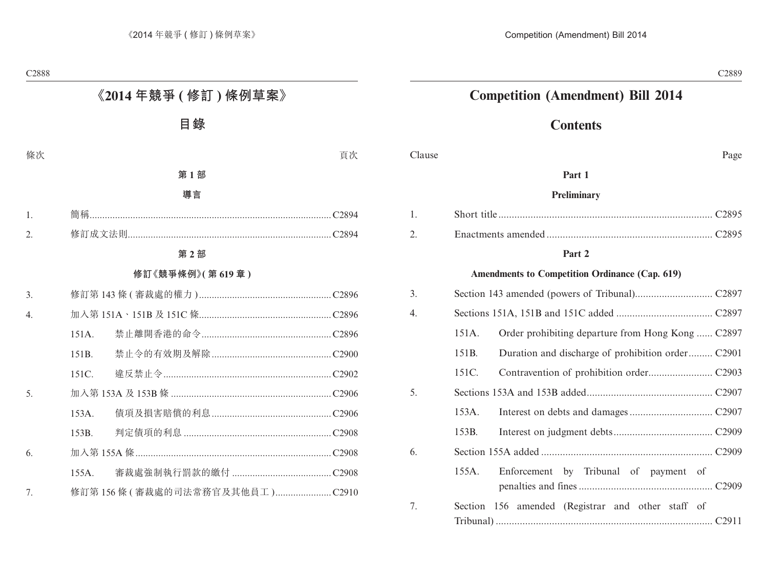# 《2014 年競爭 (修訂) 條例草案》

## 目錄

| 條次 | | | 頁次 |
|---|---|---|---|
| | **第 1 部** | | |
| | **導言** | | |
| 1. | 簡稱 | | C2894 |
| 2. | 修訂成文法則 | | C2894 |
| | **第 2 部** | | |
| | **修訂《競爭條例》(第 619 章)** | | |
| 3. | 修訂第 143 條 (審裁處的權力) | | C2896 |
| 4. | 加入第 151A、151B 及 151C 條 | | C2896 |
| | 151A. | 禁止離開香港的命令 | C2896 |
| | 151B. | 禁止令的有效期及解除 | C2900 |
| | 151C. | 違反禁止令 | C2902 |
| 5. | 加入第 153A 及 153B 條 | | C2906 |
| | 153A. | 債項及損害賠償的利息 | C2906 |
| | 153B. | 判定債項的利息 | C2908 |
| 6. | 加入第 155A 條 | | C2908 |
| | 155A. | 審裁處強制執行罰款的繳付 | C2908 |
| 7. | 修訂第 156 條 (審裁處的司法常務官及其他員工) | | C2910 |

# Competition (Amendment) Bill 2014

## Contents

| Clause | | | Page |
|---|---|---|---|
| | **Part 1** | | |
| | **Preliminary** | | |
| 1. | Short title | | C2895 |
| 2. | Enactments amended | | C2895 |
| | **Part 2** | | |
| | **Amendments to Competition Ordinance (Cap. 619)** | | |
| 3. | Section 143 amended (powers of Tribunal) | | C2897 |
| 4. | Sections 151A, 151B and 151C added | | C2897 |
| | 151A. | Order prohibiting departure from Hong Kong | C2897 |
| | 151B. | Duration and discharge of prohibition order | C2901 |
| | 151C. | Contravention of prohibition order | C2903 |
| 5. | Sections 153A and 153B added | | C2907 |
| | 153A. | Interest on debts and damages | C2907 |
| | 153B. | Interest on judgment debts | C2909 |
| 6. | Section 155A added | | C2909 |
| | 155A. | Enforcement by Tribunal of payment of penalties and fines | C2909 |
| 7. | Section 156 amended (Registrar and other staff of Tribunal) | | C2911 |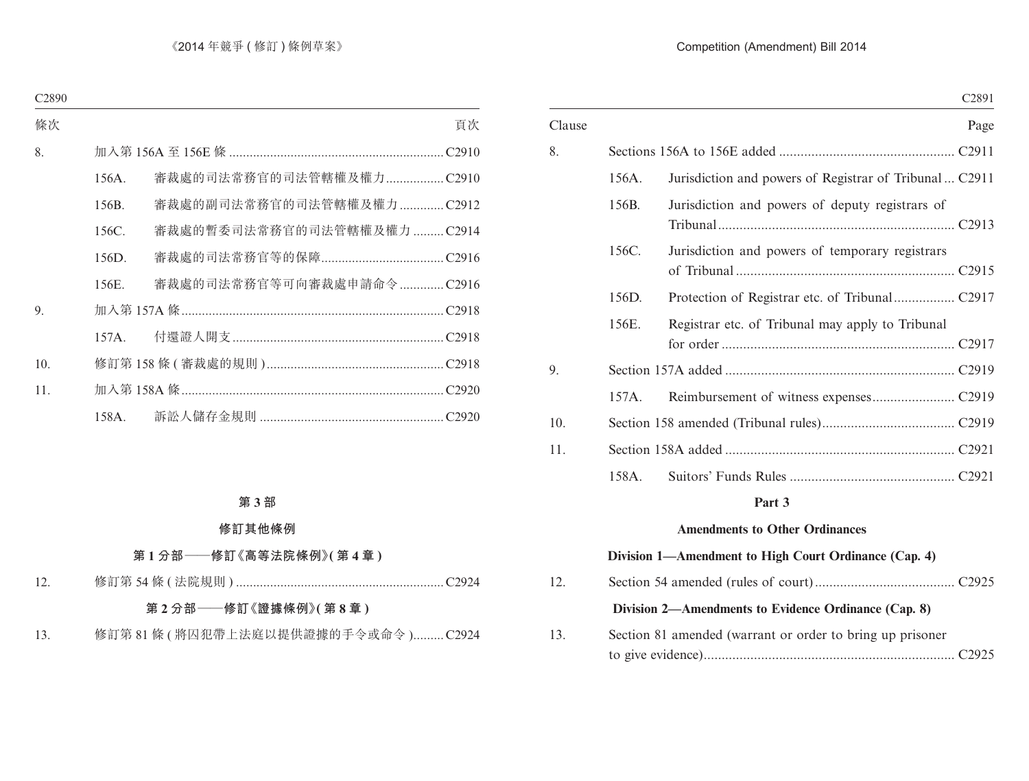| 條次 | | | 頁次 |
|---|---|---|---|
| 8. | 加入第 156A 至 156E 條 | | C2910 |
| | 156A. | 審裁處的司法常務官的司法管轄權及權力 | C2910 |
| | 156B. | 審裁處的副司法常務官的司法管轄權及權力 | C2912 |
| | 156C. | 審裁處的暫委司法常務官的司法管轄權及權力 | C2914 |
| | 156D. | 審裁處的司法常務官等的保障 | C2916 |
| | 156E. | 審裁處的司法常務官等可向審裁處申請命令 | C2916 |
| 9. | 加入第 157A 條 | | C2918 |
| | 157A. | 付還證人開支 | C2918 |
| 10. | 修訂第 158 條 ( 審裁處的規則 ) | | C2918 |
| 11. | 加入第 158A 條 | | C2920 |
| | 158A. | 訴訟人儲存金規則 | C2920 |

**第 3 部**

**修訂其他條例**

**第 1 分部——修訂《高等法院條例》( 第 4 章 )**

| | | |
|---|---|---|
| 12. | 修訂第 54 條 ( 法院規則 ) | C2924 |

**第 2 分部——修訂《證據條例》( 第 8 章 )**

| | | |
|---|---|---|
| 13. | 修訂第 81 條 ( 將囚犯帶上法庭以提供證據的手令或命令 ) | C2924 |

| Clause | | | Page |
|---|---|---|---|
| 8. | Sections 156A to 156E added | | C2911 |
| | 156A. | Jurisdiction and powers of Registrar of Tribunal | C2911 |
| | 156B. | Jurisdiction and powers of deputy registrars of Tribunal | C2913 |
| | 156C. | Jurisdiction and powers of temporary registrars of Tribunal | C2915 |
| | 156D. | Protection of Registrar etc. of Tribunal | C2917 |
| | 156E. | Registrar etc. of Tribunal may apply to Tribunal for order | C2917 |
| 9. | Section 157A added | | C2919 |
| | 157A. | Reimbursement of witness expenses | C2919 |
| 10. | Section 158 amended (Tribunal rules) | | C2919 |
| 11. | Section 158A added | | C2921 |
| | 158A. | Suitors' Funds Rules | C2921 |

**Part 3**

**Amendments to Other Ordinances**

**Division 1—Amendment to High Court Ordinance (Cap. 4)**

| | | |
|---|---|---|
| 12. | Section 54 amended (rules of court) | C2925 |

**Division 2—Amendments to Evidence Ordinance (Cap. 8)**

| | | |
|---|---|---|
| 13. | Section 81 amended (warrant or order to bring up prisoner to give evidence) | C2925 |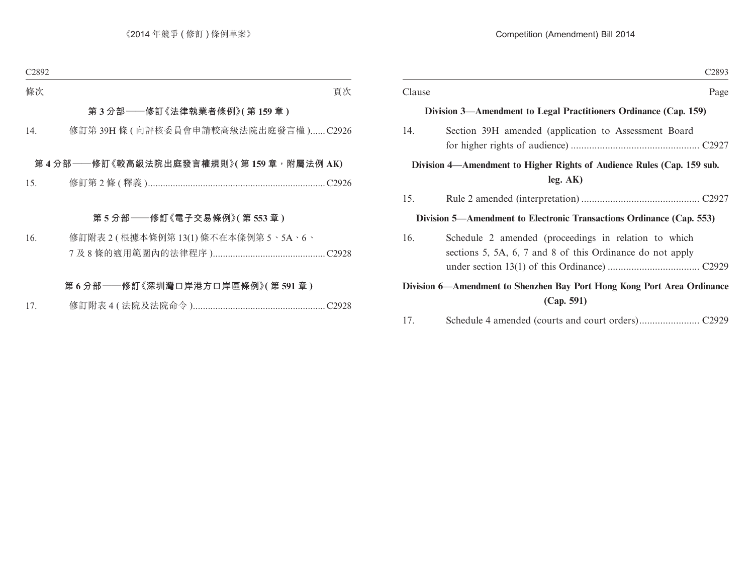| 條次 | | 頁次 |
|---|---|---|
| **第 3 分部——修訂《法律執業者條例》(第 159 章)** | | |
| 14. | 修訂第 39H 條 (向評核委員會申請較高級法院出庭發言權) | C2926 |
| **第 4 分部——修訂《較高級法院出庭發言權規則》(第 159 章,附屬法例 AK)** | | |
| 15. | 修訂第 2 條 (釋義) | C2926 |
| **第 5 分部——修訂《電子交易條例》(第 553 章)** | | |
| 16. | 修訂附表 2 (根據本條例第 13(1) 條不在本條例第 5、5A、6、7 及 8 條的適用範圍內的法律程序) | C2928 |
| **第 6 分部——修訂《深圳灣口岸港方口岸區條例》(第 591 章)** | | |
| 17. | 修訂附表 4 (法院及法院命令) | C2928 |

| Clause | | Page |
|---|---|---|
| **Division 3—Amendment to Legal Practitioners Ordinance (Cap. 159)** | | |
| 14. | Section 39H amended (application to Assessment Board for higher rights of audience) | C2927 |
| **Division 4—Amendment to Higher Rights of Audience Rules (Cap. 159 sub. leg. AK)** | | |
| 15. | Rule 2 amended (interpretation) | C2927 |
| **Division 5—Amendment to Electronic Transactions Ordinance (Cap. 553)** | | |
| 16. | Schedule 2 amended (proceedings in relation to which sections 5, 5A, 6, 7 and 8 of this Ordinance do not apply under section 13(1) of this Ordinance) | C2929 |
| **Division 6—Amendment to Shenzhen Bay Port Hong Kong Port Area Ordinance (Cap. 591)** | | |
| 17. | Schedule 4 amended (courts and court orders) | C2929 |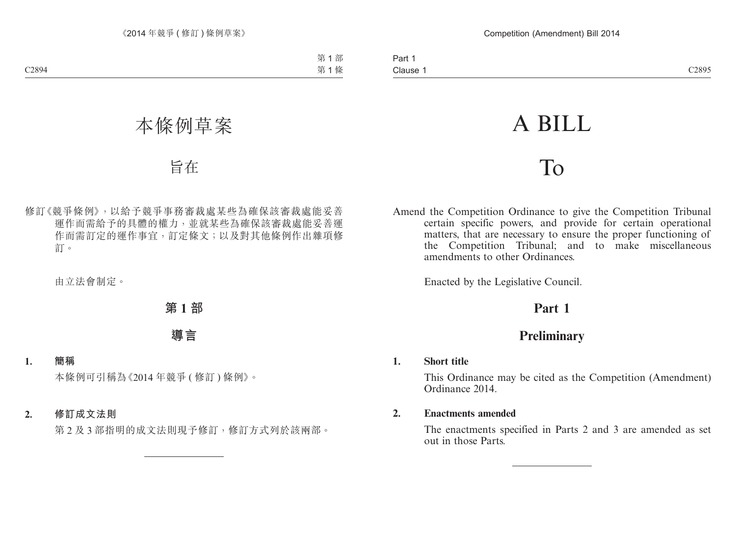# 本條例草案

# 旨在

修訂《競爭條例》，以給予競爭事務審裁處某些為確保該審裁處能妥善運作而需給予的具體權力，並就某些為確保該審裁處能妥善運作而需訂定的運作事宜，訂定條文；以及對其他條例作出雜項修訂。

由立法會制定。

## 第 1 部

## 導言

**1. 簡稱**

本條例可引稱為《2014 年競爭 (修訂) 條例》。

**2. 修訂成文法則**

第 2 及 3 部指明的成文法則現予修訂，修訂方式列於該兩部。

---

# A BILL

# To

Amend the Competition Ordinance to give the Competition Tribunal certain specific powers, and provide for certain operational matters, that are necessary to ensure the proper functioning of the Competition Tribunal; and to make miscellaneous amendments to other Ordinances.

Enacted by the Legislative Council.

## Part 1

## Preliminary

**1. Short title**

This Ordinance may be cited as the Competition (Amendment) Ordinance 2014.

**2. Enactments amended**

The enactments specified in Parts 2 and 3 are amended as set out in those Parts.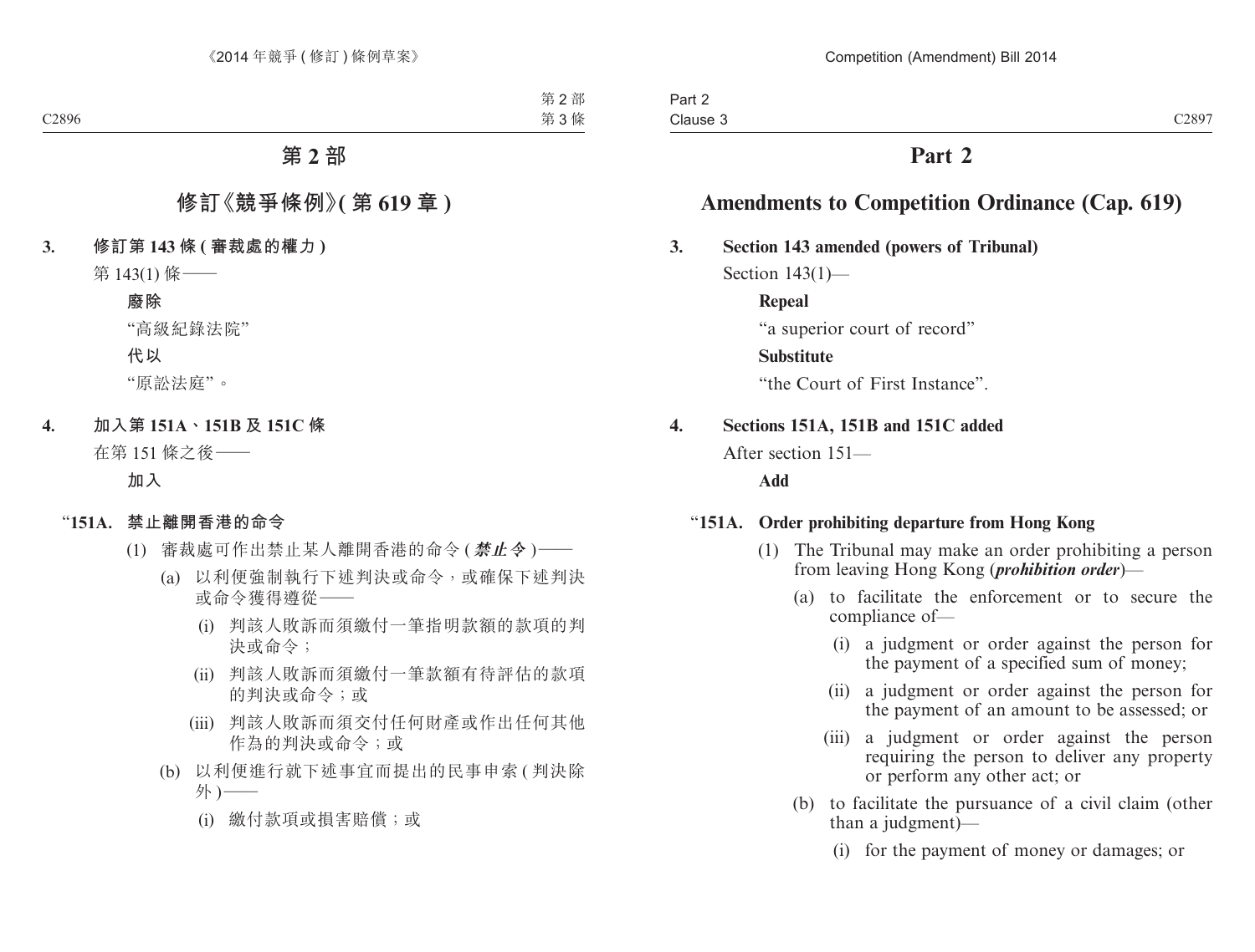# 第 2 部

## 修訂《競爭條例》(第 619 章)

**3. 修訂第 143 條 (審裁處的權力)**

第 143(1) 條——

**廢除**

“高級紀錄法院”

**代以**

“原訟法庭”。

**4. 加入第 151A、151B 及 151C 條**

在第 151 條之後——

**加入**

**“151A. 禁止離開香港的命令**

(1) 審裁處可作出禁止某人離開香港的命令 (***禁止令***)——

(a) 以利便強制執行下述判決或命令，或確保下述判決或命令獲得遵從——

(i) 判該人敗訴而須繳付一筆指明款額的款項的判決或命令；

(ii) 判該人敗訴而須繳付一筆款額有待評估的款項的判決或命令；或

(iii) 判該人敗訴而須交付任何財產或作出任何其他作為的判決或命令；或

(b) 以利便進行就下述事宜而提出的民事申索 (判決除外)——

(i) 繳付款項或損害賠償；或

# Part 2

## Amendments to Competition Ordinance (Cap. 619)

**3. Section 143 amended (powers of Tribunal)**

Section 143(1)—

**Repeal**

“a superior court of record”

**Substitute**

“the Court of First Instance”.

**4. Sections 151A, 151B and 151C added**

After section 151—

**Add**

**“151A. Order prohibiting departure from Hong Kong**

(1) The Tribunal may make an order prohibiting a person from leaving Hong Kong (***prohibition order***)—

(a) to facilitate the enforcement or to secure the compliance of—

(i) a judgment or order against the person for the payment of a specified sum of money;

(ii) a judgment or order against the person for the payment of an amount to be assessed; or

(iii) a judgment or order against the person requiring the person to deliver any property or perform any other act; or

(b) to facilitate the pursuance of a civil claim (other than a judgment)—

(i) for the payment of money or damages; or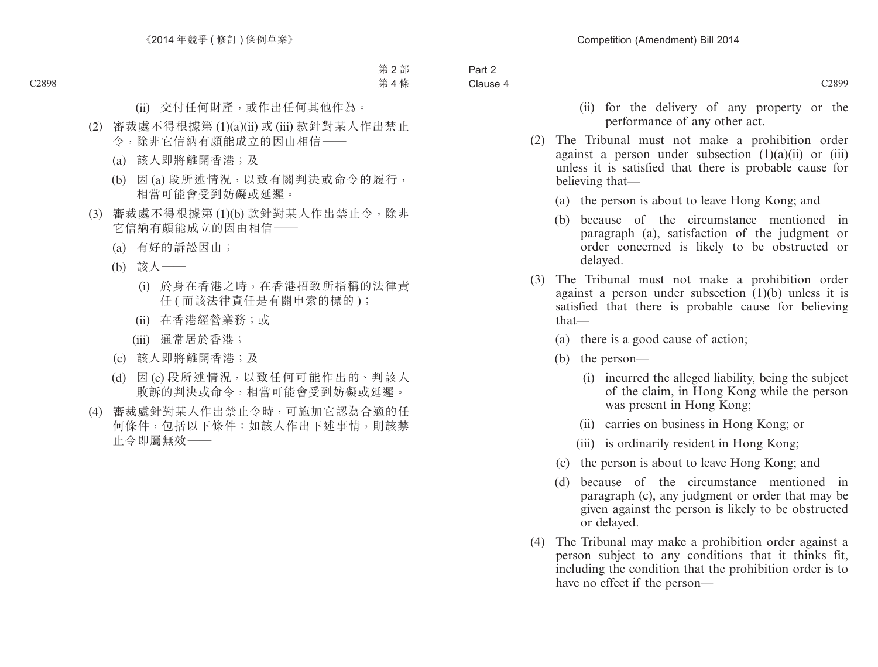(ii) 交付任何財產，或作出任何其他作為。

(2) 審裁處不得根據第 (1)(a)(ii) 或 (iii) 款針對某人作出禁止令，除非它信納有頗能成立的因由相信——

(a) 該人即將離開香港；及

(b) 因 (a) 段所述情況，以致有關判決或命令的履行，相當可能會受到妨礙或延遲。

(3) 審裁處不得根據第 (1)(b) 款針對某人作出禁止令，除非它信納有頗能成立的因由相信——

(a) 有好的訴訟因由；

(b) 該人——

(i) 於身在香港之時，在香港招致所指稱的法律責任 ( 而該法律責任是有關申索的標的 )；

(ii) 在香港經營業務；或

(iii) 通常居於香港；

(c) 該人即將離開香港；及

(d) 因 (c) 段所述情況，以致任何可能作出的、判該人敗訴的判決或命令，相當可能會受到妨礙或延遲。

(4) 審裁處針對某人作出禁止令時，可施加它認為合適的任何條件，包括以下條件：如該人作出下述事情，則該禁止令即屬無效——

(ii) for the delivery of any property or the performance of any other act.

(2) The Tribunal must not make a prohibition order against a person under subsection (1)(a)(ii) or (iii) unless it is satisfied that there is probable cause for believing that—

(a) the person is about to leave Hong Kong; and

(b) because of the circumstance mentioned in paragraph (a), satisfaction of the judgment or order concerned is likely to be obstructed or delayed.

(3) The Tribunal must not make a prohibition order against a person under subsection (1)(b) unless it is satisfied that there is probable cause for believing that—

(a) there is a good cause of action;

(b) the person—

(i) incurred the alleged liability, being the subject of the claim, in Hong Kong while the person was present in Hong Kong;

(ii) carries on business in Hong Kong; or

(iii) is ordinarily resident in Hong Kong;

(c) the person is about to leave Hong Kong; and

(d) because of the circumstance mentioned in paragraph (c), any judgment or order that may be given against the person is likely to be obstructed or delayed.

(4) The Tribunal may make a prohibition order against a person subject to any conditions that it thinks fit, including the condition that the prohibition order is to have no effect if the person—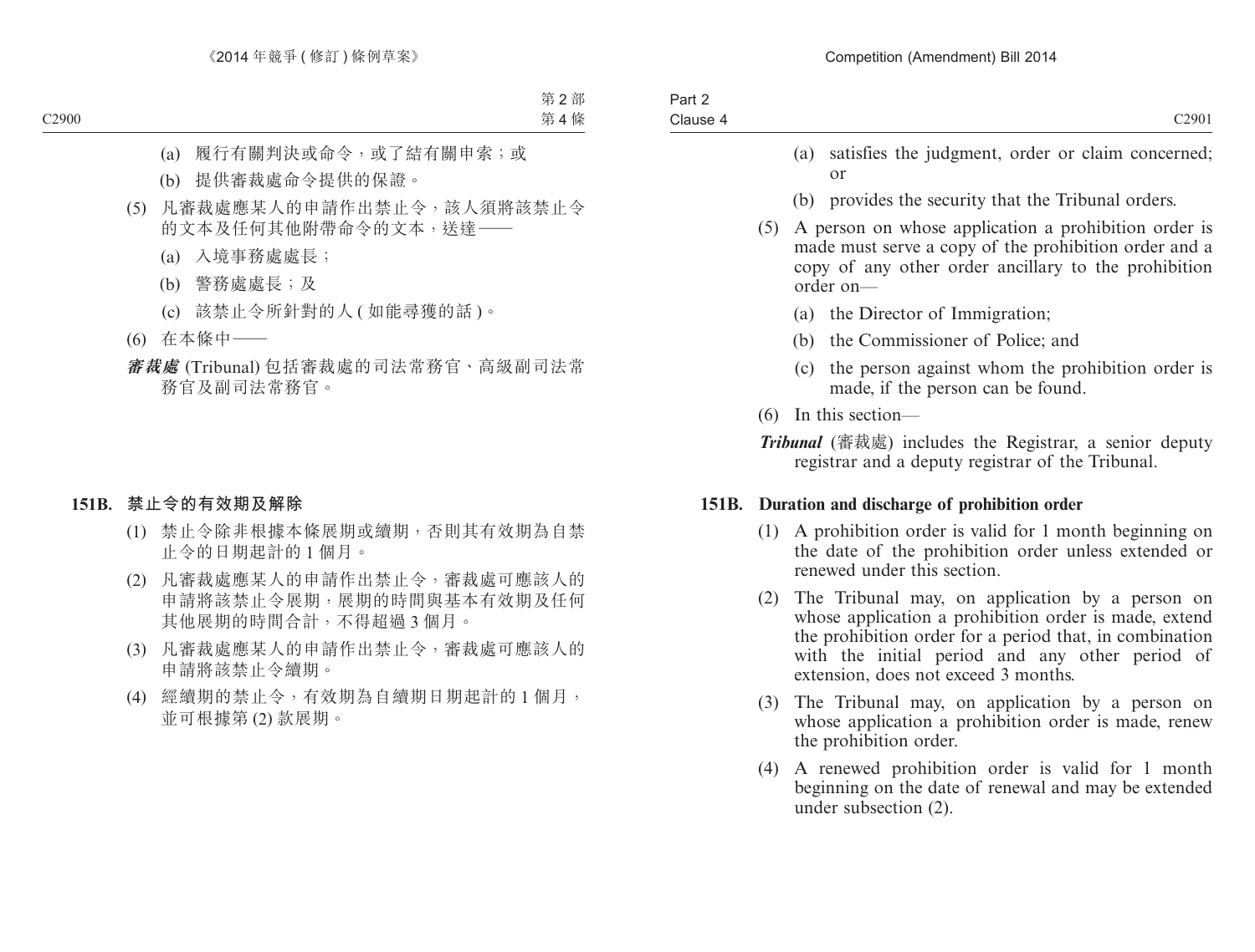(a) 履行有關判決或命令，或了結有關申索；或

(b) 提供審裁處命令提供的保證。

(5) 凡審裁處應某人的申請作出禁止令，該人須將該禁止令的文本及任何其他附帶命令的文本，送達——

(a) 入境事務處處長；

(b) 警務處處長；及

(c) 該禁止令所針對的人 (如能尋獲的話)。

(6) 在本條中——

***審裁處*** (Tribunal) 包括審裁處的司法常務官、高級副司法常務官及副司法常務官。

**151B. 禁止令的有效期及解除**

(1) 禁止令除非根據本條展期或續期，否則其有效期為自禁止令的日期起計的 1 個月。

(2) 凡審裁處應某人的申請作出禁止令，審裁處可應該人的申請將該禁止令展期，展期的時間與基本有效期及任何其他展期的時間合計，不得超過 3 個月。

(3) 凡審裁處應某人的申請作出禁止令，審裁處可應該人的申請將該禁止令續期。

(4) 經續期的禁止令，有效期為自續期日期起計的 1 個月，並可根據第 (2) 款展期。

(a) satisfies the judgment, order or claim concerned; or

(b) provides the security that the Tribunal orders.

(5) A person on whose application a prohibition order is made must serve a copy of the prohibition order and a copy of any other order ancillary to the prohibition order on—

(a) the Director of Immigration;

(b) the Commissioner of Police; and

(c) the person against whom the prohibition order is made, if the person can be found.

(6) In this section—

***Tribunal*** (審裁處) includes the Registrar, a senior deputy registrar and a deputy registrar of the Tribunal.

**151B. Duration and discharge of prohibition order**

(1) A prohibition order is valid for 1 month beginning on the date of the prohibition order unless extended or renewed under this section.

(2) The Tribunal may, on application by a person on whose application a prohibition order is made, extend the prohibition order for a period that, in combination with the initial period and any other period of extension, does not exceed 3 months.

(3) The Tribunal may, on application by a person on whose application a prohibition order is made, renew the prohibition order.

(4) A renewed prohibition order is valid for 1 month beginning on the date of renewal and may be extended under subsection (2).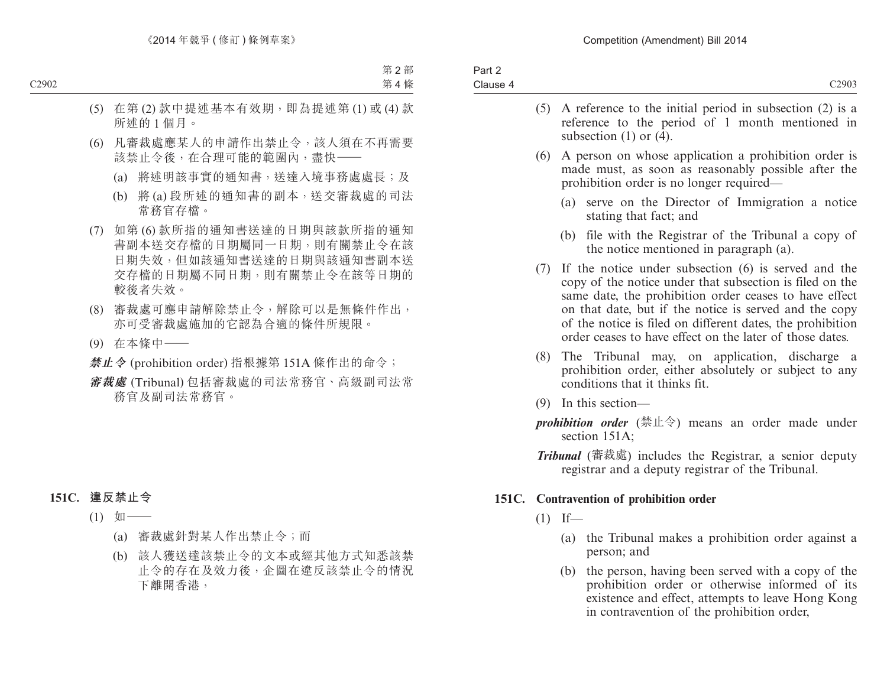(5) 在第 (2) 款中提述基本有效期，即為提述第 (1) 或 (4) 款所述的 1 個月。

(6) 凡審裁處應某人的申請作出禁止令，該人須在不再需要該禁止令後，在合理可能的範圍內，盡快——

(a) 將述明該事實的通知書，送達入境事務處處長；及

(b) 將 (a) 段所述的通知書的副本，送交審裁處的司法常務官存檔。

(7) 如第 (6) 款所指的通知書送達的日期與該款所指的通知書副本送交存檔的日期屬同一日期，則有關禁止令在該日期失效，但如該通知書送達的日期與該通知書副本送交存檔的日期屬不同日期，則有關禁止令在該等日期的較後者失效。

(8) 審裁處可應申請解除禁止令，解除可以是無條件作出，亦可受審裁處施加的它認為合適的條件所規限。

(9) 在本條中——

***禁止令*** (prohibition order) 指根據第 151A 條作出的命令；

***審裁處*** (Tribunal) 包括審裁處的司法常務官、高級副司法常務官及副司法常務官。

## 151C. 違反禁止令

(1) 如——

(a) 審裁處針對某人作出禁止令；而

(b) 該人獲送達該禁止令的文本或經其他方式知悉該禁止令的存在及效力後，企圖在違反該禁止令的情況下離開香港，

---

(5) A reference to the initial period in subsection (2) is a reference to the period of 1 month mentioned in subsection (1) or (4).

(6) A person on whose application a prohibition order is made must, as soon as reasonably possible after the prohibition order is no longer required—

(a) serve on the Director of Immigration a notice stating that fact; and

(b) file with the Registrar of the Tribunal a copy of the notice mentioned in paragraph (a).

(7) If the notice under subsection (6) is served and the copy of the notice under that subsection is filed on the same date, the prohibition order ceases to have effect on that date, but if the notice is served and the copy of the notice is filed on different dates, the prohibition order ceases to have effect on the later of those dates.

(8) The Tribunal may, on application, discharge a prohibition order, either absolutely or subject to any conditions that it thinks fit.

(9) In this section—

***prohibition order*** (禁止令) means an order made under section 151A;

***Tribunal*** (審裁處) includes the Registrar, a senior deputy registrar and a deputy registrar of the Tribunal.

## 151C. Contravention of prohibition order

(1) If—

(a) the Tribunal makes a prohibition order against a person; and

(b) the person, having been served with a copy of the prohibition order or otherwise informed of its existence and effect, attempts to leave Hong Kong in contravention of the prohibition order,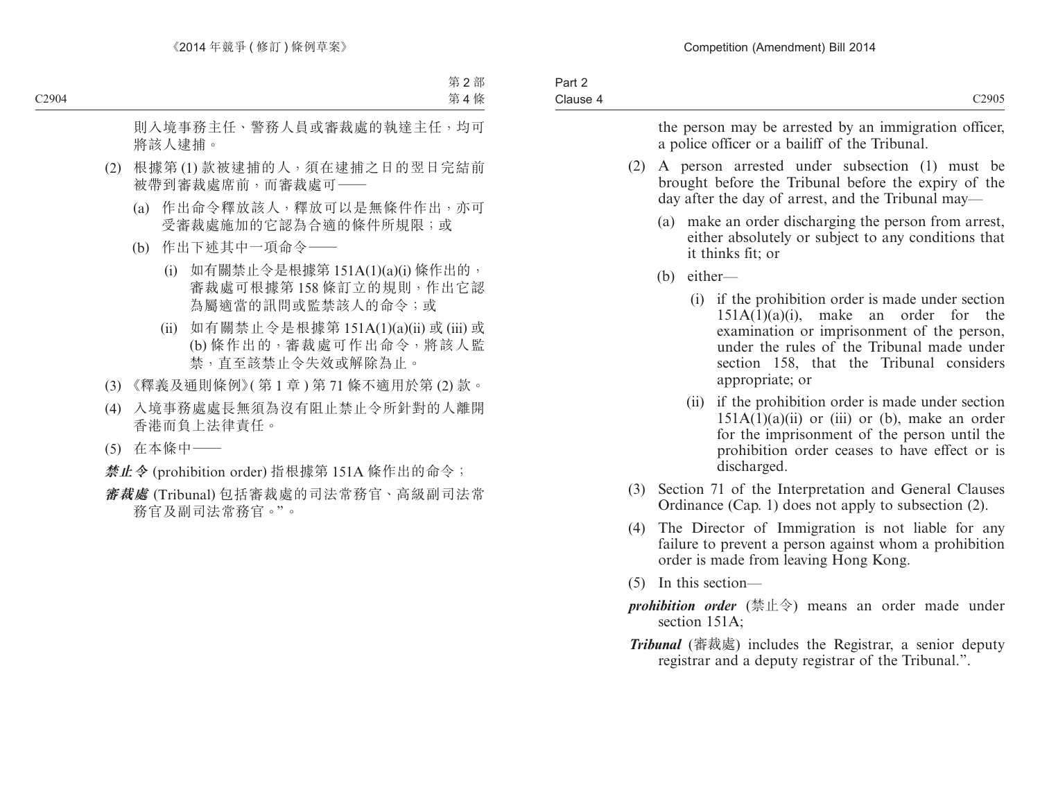則入境事務主任、警務人員或審裁處的執達主任，均可將該人逮捕。

(2) 根據第 (1) 款被逮捕的人，須在逮捕之日的翌日完結前被帶到審裁處席前，而審裁處可——

(a) 作出命令釋放該人，釋放可以是無條件作出，亦可受審裁處施加的它認為合適的條件所規限；或

(b) 作出下述其中一項命令——

(i) 如有關禁止令是根據第 151A(1)(a)(i) 條作出的，審裁處可根據第 158 條訂立的規則，作出它認為屬適當的訊問或監禁該人的命令；或

(ii) 如有關禁止令是根據第 151A(1)(a)(ii) 或 (iii) 或 (b) 條作出的，審裁處可作出命令，將該人監禁，直至該禁止令失效或解除為止。

(3) 《釋義及通則條例》( 第 1 章 ) 第 71 條不適用於第 (2) 款。

(4) 入境事務處處長無須為沒有阻止禁止令所針對的人離開香港而負上法律責任。

(5) 在本條中——

***禁止令*** (prohibition order) 指根據第 151A 條作出的命令；

***審裁處*** (Tribunal) 包括審裁處的司法常務官、高級副司法常務官及副司法常務官。"。

the person may be arrested by an immigration officer, a police officer or a bailiff of the Tribunal.

(2) A person arrested under subsection (1) must be brought before the Tribunal before the expiry of the day after the day of arrest, and the Tribunal may—

(a) make an order discharging the person from arrest, either absolutely or subject to any conditions that it thinks fit; or

(b) either—

(i) if the prohibition order is made under section 151A(1)(a)(i), make an order for the examination or imprisonment of the person, under the rules of the Tribunal made under section 158, that the Tribunal considers appropriate; or

(ii) if the prohibition order is made under section 151A(1)(a)(ii) or (iii) or (b), make an order for the imprisonment of the person until the prohibition order ceases to have effect or is discharged.

(3) Section 71 of the Interpretation and General Clauses Ordinance (Cap. 1) does not apply to subsection (2).

(4) The Director of Immigration is not liable for any failure to prevent a person against whom a prohibition order is made from leaving Hong Kong.

(5) In this section—

***prohibition order*** (禁止令) means an order made under section 151A;

***Tribunal*** (審裁處) includes the Registrar, a senior deputy registrar and a deputy registrar of the Tribunal.".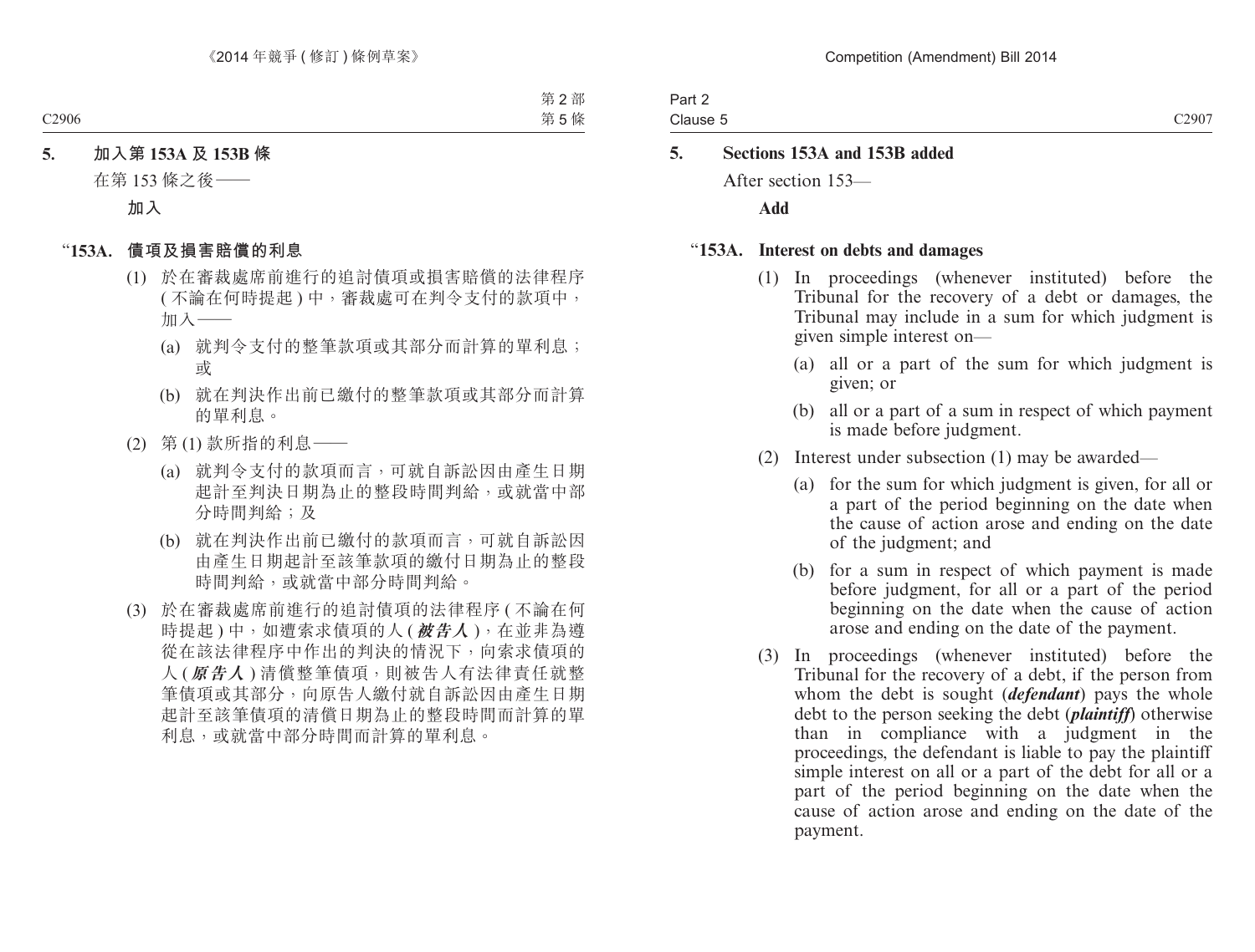**5. 加入第 153A 及 153B 條**

在第 153 條之後——

**加入**

**"153A. 債項及損害賠償的利息**

(1) 於在審裁處席前進行的追討債項或損害賠償的法律程序 (不論在何時提起) 中，審裁處可在判令支付的款項中，加入——

(a) 就判令支付的整筆款項或其部分而計算的單利息；或

(b) 就在判決作出前已繳付的整筆款項或其部分而計算的單利息。

(2) 第 (1) 款所指的利息——

(a) 就判令支付的款項而言，可就自訴訟因由產生日期起計至判決日期為止的整段時間判給，或就當中部分時間判給；及

(b) 就在判決作出前已繳付的款項而言，可就自訴訟因由產生日期起計至該筆款項的繳付日期為止的整段時間判給，或就當中部分時間判給。

(3) 於在審裁處席前進行的追討債項的法律程序 (不論在何時提起) 中，如遭索求債項的人 (***被告人***)，在並非為遵從在該法律程序中作出的判決的情況下，向索求債項的人 (***原告人***) 清償整筆債項，則被告人有法律責任就整筆債項或其部分，向原告人繳付就自訴訟因由產生日期起計至該筆債項的清償日期為止的整段時間而計算的單利息，或就當中部分時間而計算的單利息。

**5. Sections 153A and 153B added**

After section 153—

**Add**

**"153A. Interest on debts and damages**

(1) In proceedings (whenever instituted) before the Tribunal for the recovery of a debt or damages, the Tribunal may include in a sum for which judgment is given simple interest on—

(a) all or a part of the sum for which judgment is given; or

(b) all or a part of a sum in respect of which payment is made before judgment.

(2) Interest under subsection (1) may be awarded—

(a) for the sum for which judgment is given, for all or a part of the period beginning on the date when the cause of action arose and ending on the date of the judgment; and

(b) for a sum in respect of which payment is made before judgment, for all or a part of the period beginning on the date when the cause of action arose and ending on the date of the payment.

(3) In proceedings (whenever instituted) before the Tribunal for the recovery of a debt, if the person from whom the debt is sought (***defendant***) pays the whole debt to the person seeking the debt (***plaintiff***) otherwise than in compliance with a judgment in the proceedings, the defendant is liable to pay the plaintiff simple interest on all or a part of the debt for all or a part of the period beginning on the date when the cause of action arose and ending on the date of the payment.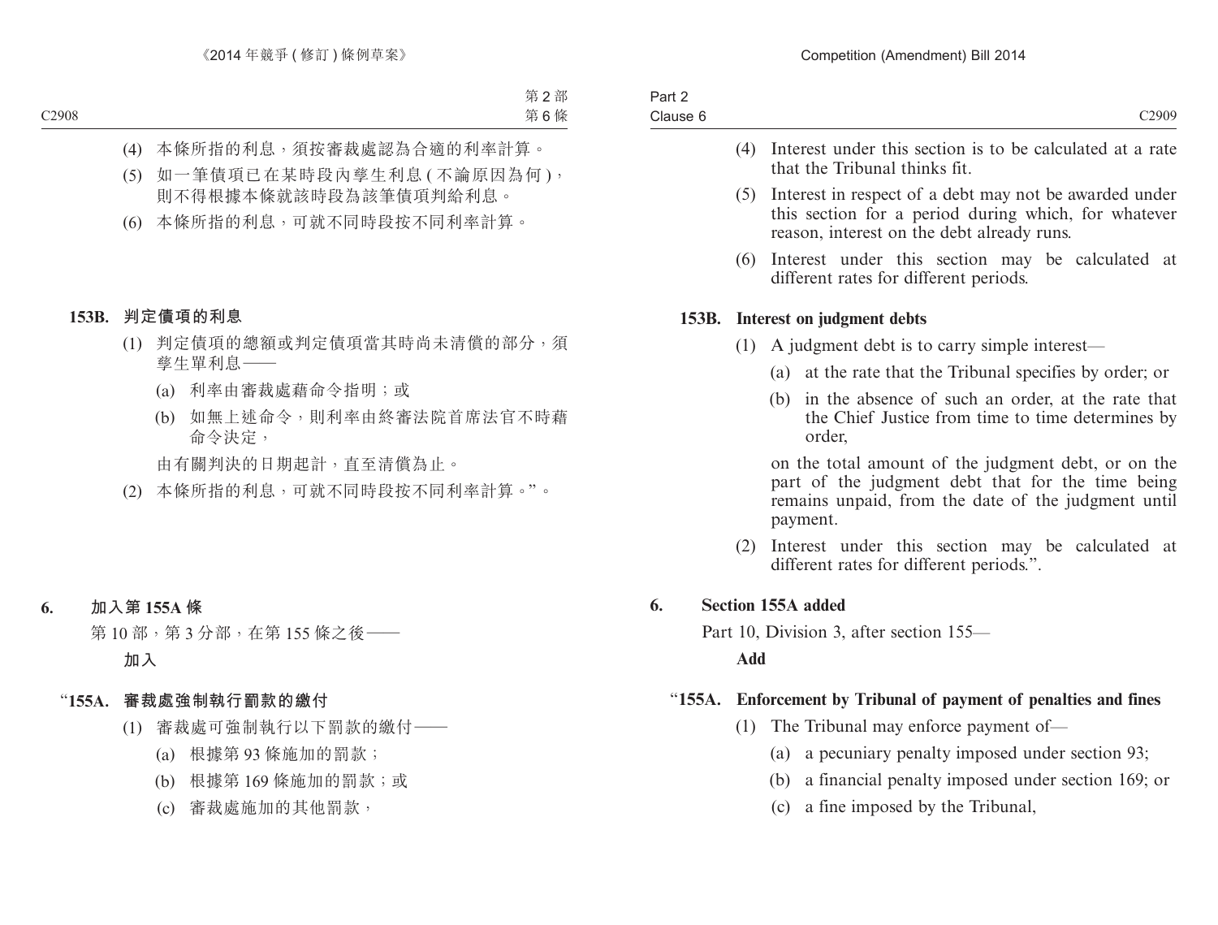(4) 本條所指的利息，須按審裁處認為合適的利率計算。

(5) 如一筆債項已在某時段內孳生利息 ( 不論原因為何 )，則不得根據本條就該時段為該筆債項判給利息。

(6) 本條所指的利息，可就不同時段按不同利率計算。

**153B. 判定債項的利息**

(1) 判定債項的總額或判定債項當其時尚未清償的部分，須孳生單利息——

(a) 利率由審裁處藉命令指明；或

(b) 如無上述命令，則利率由終審法院首席法官不時藉命令決定，

由有關判決的日期起計，直至清償為止。

(2) 本條所指的利息，可就不同時段按不同利率計算。”。

**6. 加入第 155A 條**

第 10 部，第 3 分部，在第 155 條之後——

**加入**

“**155A. 審裁處強制執行罰款的繳付**

(1) 審裁處可強制執行以下罰款的繳付——

(a) 根據第 93 條施加的罰款；

(b) 根據第 169 條施加的罰款；或

(c) 審裁處施加的其他罰款，

(4) Interest under this section is to be calculated at a rate that the Tribunal thinks fit.

(5) Interest in respect of a debt may not be awarded under this section for a period during which, for whatever reason, interest on the debt already runs.

(6) Interest under this section may be calculated at different rates for different periods.

**153B. Interest on judgment debts**

(1) A judgment debt is to carry simple interest—

(a) at the rate that the Tribunal specifies by order; or

(b) in the absence of such an order, at the rate that the Chief Justice from time to time determines by order,

on the total amount of the judgment debt, or on the part of the judgment debt that for the time being remains unpaid, from the date of the judgment until payment.

(2) Interest under this section may be calculated at different rates for different periods.”.

**6. Section 155A added**

Part 10, Division 3, after section 155—

**Add**

“**155A. Enforcement by Tribunal of payment of penalties and fines**

(1) The Tribunal may enforce payment of—

(a) a pecuniary penalty imposed under section 93;

(b) a financial penalty imposed under section 169; or

(c) a fine imposed by the Tribunal,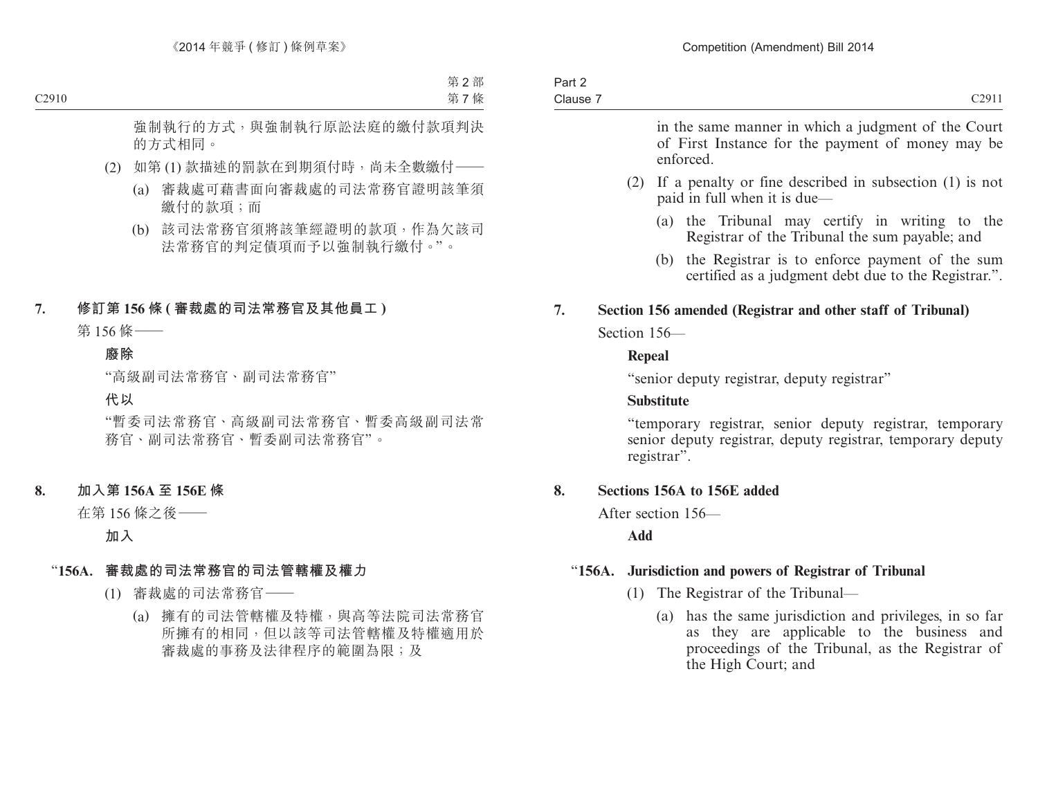強制執行的方式，與強制執行原訟法庭的繳付款項判決的方式相同。

(2) 如第 (1) 款描述的罰款在到期須付時，尚未全數繳付——

(a) 審裁處可藉書面向審裁處的司法常務官證明該筆須繳付的款項；而

(b) 該司法常務官須將該筆經證明的款項，作為欠該司法常務官的判定債項而予以強制執行繳付。”。

**7. 修訂第 156 條 (審裁處的司法常務官及其他員工)**

第 156 條——

**廢除**

“高級副司法常務官、副司法常務官”

**代以**

“暫委司法常務官、高級副司法常務官、暫委高級副司法常務官、副司法常務官、暫委副司法常務官”。

**8. 加入第 156A 至 156E 條**

在第 156 條之後——

**加入**

**“156A. 審裁處的司法常務官的司法管轄權及權力**

(1) 審裁處的司法常務官——

(a) 擁有的司法管轄權及特權，與高等法院司法常務官所擁有的相同，但以該等司法管轄權及特權適用於審裁處的事務及法律程序的範圍為限；及

in the same manner in which a judgment of the Court of First Instance for the payment of money may be enforced.

(2) If a penalty or fine described in subsection (1) is not paid in full when it is due—

(a) the Tribunal may certify in writing to the Registrar of the Tribunal the sum payable; and

(b) the Registrar is to enforce payment of the sum certified as a judgment debt due to the Registrar.”.

**7. Section 156 amended (Registrar and other staff of Tribunal)**

Section 156—

**Repeal**

“senior deputy registrar, deputy registrar”

**Substitute**

“temporary registrar, senior deputy registrar, temporary senior deputy registrar, deputy registrar, temporary deputy registrar”.

**8. Sections 156A to 156E added**

After section 156—

**Add**

**“156A. Jurisdiction and powers of Registrar of Tribunal**

(1) The Registrar of the Tribunal—

(a) has the same jurisdiction and privileges, in so far as they are applicable to the business and proceedings of the Tribunal, as the Registrar of the High Court; and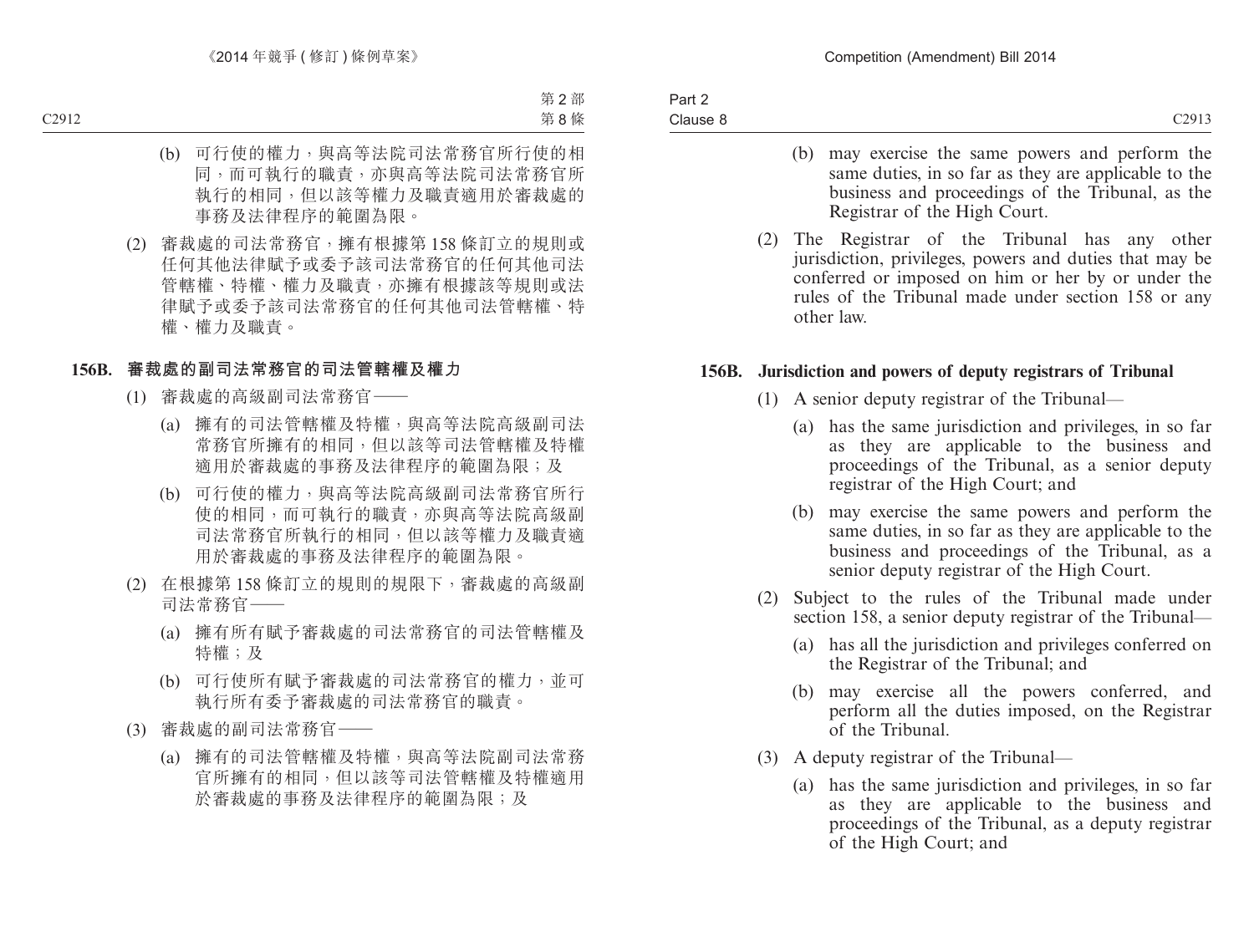(b) 可行使的權力，與高等法院司法常務官所行使的相同，而可執行的職責，亦與高等法院司法常務官所執行的相同，但以該等權力及職責適用於審裁處的事務及法律程序的範圍為限。

(2) 審裁處的司法常務官，擁有根據第 158 條訂立的規則或任何其他法律賦予或委予該司法常務官的任何其他司法管轄權、特權、權力及職責，亦擁有根據該等規則或法律賦予或委予該司法常務官的任何其他司法管轄權、特權、權力及職責。

**156B. 審裁處的副司法常務官的司法管轄權及權力**

(1) 審裁處的高級副司法常務官——

(a) 擁有的司法管轄權及特權，與高等法院高級副司法常務官所擁有的相同，但以該等司法管轄權及特權適用於審裁處的事務及法律程序的範圍為限；及

(b) 可行使的權力，與高等法院高級副司法常務官所行使的相同，而可執行的職責，亦與高等法院高級副司法常務官所執行的相同，但以該等權力及職責適用於審裁處的事務及法律程序的範圍為限。

(2) 在根據第 158 條訂立的規則的規限下，審裁處的高級副司法常務官——

(a) 擁有所有賦予審裁處的司法常務官的司法管轄權及特權；及

(b) 可行使所有賦予審裁處的司法常務官的權力，並可執行所有委予審裁處的司法常務官的職責。

(3) 審裁處的副司法常務官——

(a) 擁有的司法管轄權及特權，與高等法院副司法常務官所擁有的相同，但以該等司法管轄權及特權適用於審裁處的事務及法律程序的範圍為限；及

(b) may exercise the same powers and perform the same duties, in so far as they are applicable to the business and proceedings of the Tribunal, as the Registrar of the High Court.

(2) The Registrar of the Tribunal has any other jurisdiction, privileges, powers and duties that may be conferred or imposed on him or her by or under the rules of the Tribunal made under section 158 or any other law.

**156B. Jurisdiction and powers of deputy registrars of Tribunal**

(1) A senior deputy registrar of the Tribunal—

(a) has the same jurisdiction and privileges, in so far as they are applicable to the business and proceedings of the Tribunal, as a senior deputy registrar of the High Court; and

(b) may exercise the same powers and perform the same duties, in so far as they are applicable to the business and proceedings of the Tribunal, as a senior deputy registrar of the High Court.

(2) Subject to the rules of the Tribunal made under section 158, a senior deputy registrar of the Tribunal—

(a) has all the jurisdiction and privileges conferred on the Registrar of the Tribunal; and

(b) may exercise all the powers conferred, and perform all the duties imposed, on the Registrar of the Tribunal.

(3) A deputy registrar of the Tribunal—

(a) has the same jurisdiction and privileges, in so far as they are applicable to the business and proceedings of the Tribunal, as a deputy registrar of the High Court; and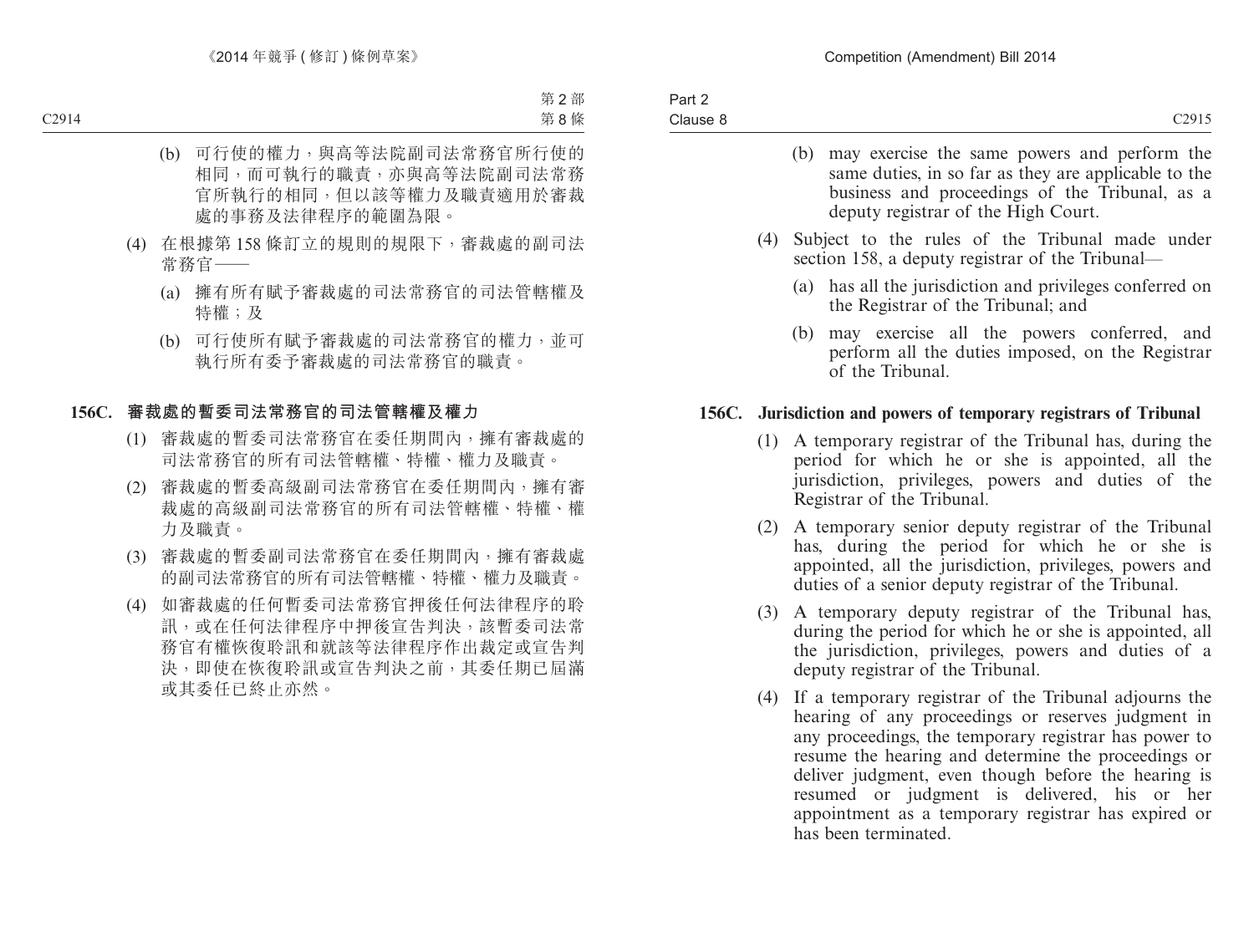(b) 可行使的權力,與高等法院副司法常務官所行使的相同,而可執行的職責,亦與高等法院副司法常務官所執行的相同,但以該等權力及職責適用於審裁處的事務及法律程序的範圍為限。

(4) 在根據第 158 條訂立的規則的規限下,審裁處的副司法常務官——

(a) 擁有所有賦予審裁處的司法常務官的司法管轄權及特權;及

(b) 可行使所有賦予審裁處的司法常務官的權力,並可執行所有委予審裁處的司法常務官的職責。

**156C. 審裁處的暫委司法常務官的司法管轄權及權力**

(1) 審裁處的暫委司法常務官在委任期間內,擁有審裁處的司法常務官的所有司法管轄權、特權、權力及職責。

(2) 審裁處的暫委高級副司法常務官在委任期間內,擁有審裁處的高級副司法常務官的所有司法管轄權、特權、權力及職責。

(3) 審裁處的暫委副司法常務官在委任期間內,擁有審裁處的副司法常務官的所有司法管轄權、特權、權力及職責。

(4) 如審裁處的任何暫委司法常務官押後任何法律程序的聆訊,或在任何法律程序中押後宣告判決,該暫委司法常務官有權恢復聆訊和就該等法律程序作出裁定或宣告判決,即使在恢復聆訊或宣告判決之前,其委任期已屆滿或其委任已終止亦然。

(b) may exercise the same powers and perform the same duties, in so far as they are applicable to the business and proceedings of the Tribunal, as a deputy registrar of the High Court.

(4) Subject to the rules of the Tribunal made under section 158, a deputy registrar of the Tribunal—

(a) has all the jurisdiction and privileges conferred on the Registrar of the Tribunal; and

(b) may exercise all the powers conferred, and perform all the duties imposed, on the Registrar of the Tribunal.

**156C. Jurisdiction and powers of temporary registrars of Tribunal**

(1) A temporary registrar of the Tribunal has, during the period for which he or she is appointed, all the jurisdiction, privileges, powers and duties of the Registrar of the Tribunal.

(2) A temporary senior deputy registrar of the Tribunal has, during the period for which he or she is appointed, all the jurisdiction, privileges, powers and duties of a senior deputy registrar of the Tribunal.

(3) A temporary deputy registrar of the Tribunal has, during the period for which he or she is appointed, all the jurisdiction, privileges, powers and duties of a deputy registrar of the Tribunal.

(4) If a temporary registrar of the Tribunal adjourns the hearing of any proceedings or reserves judgment in any proceedings, the temporary registrar has power to resume the hearing and determine the proceedings or deliver judgment, even though before the hearing is resumed or judgment is delivered, his or her appointment as a temporary registrar has expired or has been terminated.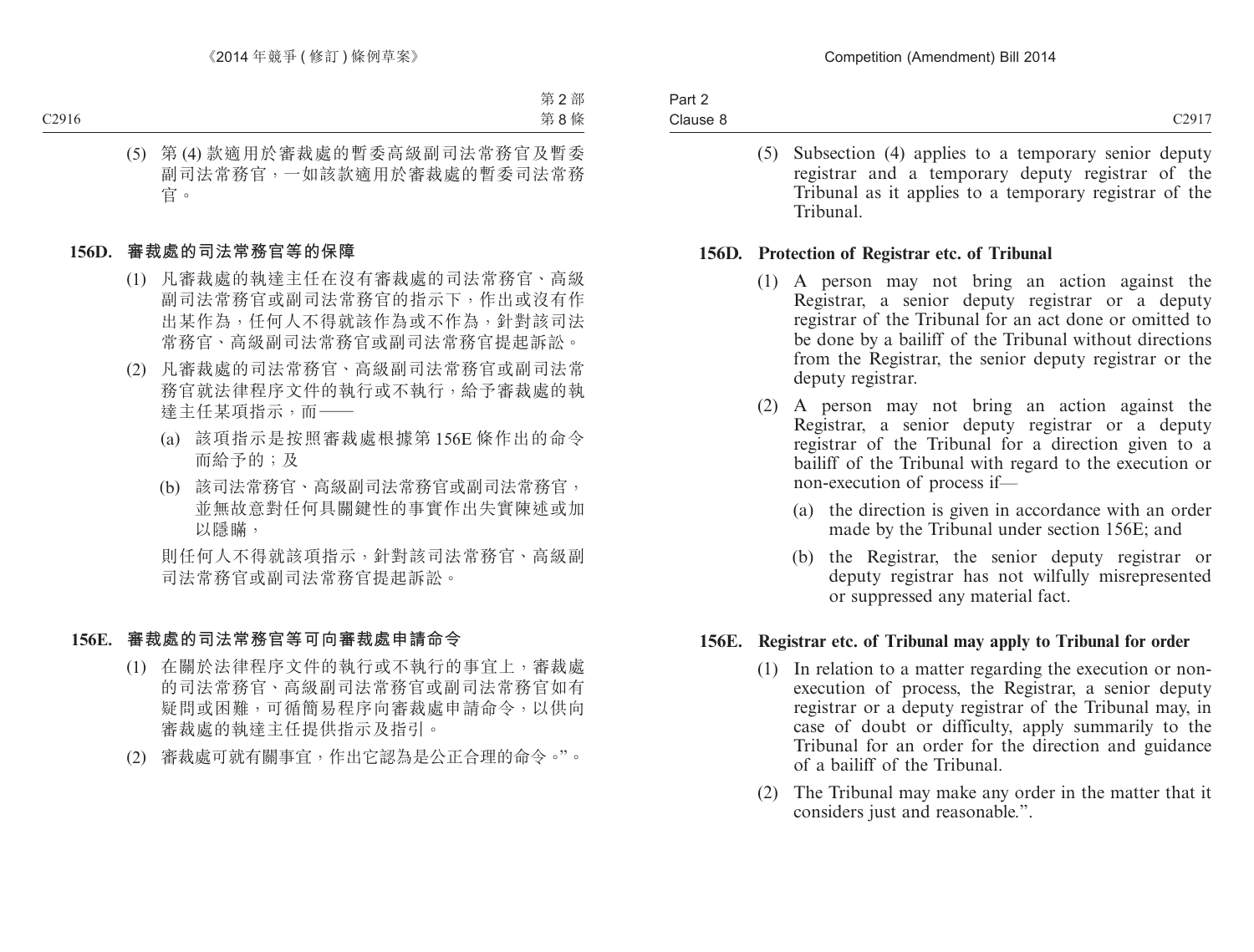(5) 第 (4) 款適用於審裁處的暫委高級副司法常務官及暫委副司法常務官，一如該款適用於審裁處的暫委司法常務官。

**156D. 審裁處的司法常務官等的保障**

(1) 凡審裁處的執達主任在沒有審裁處的司法常務官、高級副司法常務官或副司法常務官的指示下，作出或沒有作出某作為，任何人不得就該作為或不作為，針對該司法常務官、高級副司法常務官或副司法常務官提起訴訟。

(2) 凡審裁處的司法常務官、高級副司法常務官或副司法常務官就法律程序文件的執行或不執行，給予審裁處的執達主任某項指示，而——

(a) 該項指示是按照審裁處根據第 156E 條作出的命令而給予的；及

(b) 該司法常務官、高級副司法常務官或副司法常務官，並無故意對任何具關鍵性的事實作出失實陳述或加以隱瞞，

則任何人不得就該項指示，針對該司法常務官、高級副司法常務官或副司法常務官提起訴訟。

**156E. 審裁處的司法常務官等可向審裁處申請命令**

(1) 在關於法律程序文件的執行或不執行的事宜上，審裁處的司法常務官、高級副司法常務官或副司法常務官如有疑問或困難，可循簡易程序向審裁處申請命令，以供向審裁處的執達主任提供指示及指引。

(2) 審裁處可就有關事宜，作出它認為是公正合理的命令。”。

(5) Subsection (4) applies to a temporary senior deputy registrar and a temporary deputy registrar of the Tribunal as it applies to a temporary registrar of the Tribunal.

**156D. Protection of Registrar etc. of Tribunal**

(1) A person may not bring an action against the Registrar, a senior deputy registrar or a deputy registrar of the Tribunal for an act done or omitted to be done by a bailiff of the Tribunal without directions from the Registrar, the senior deputy registrar or the deputy registrar.

(2) A person may not bring an action against the Registrar, a senior deputy registrar or a deputy registrar of the Tribunal for a direction given to a bailiff of the Tribunal with regard to the execution or non-execution of process if—

(a) the direction is given in accordance with an order made by the Tribunal under section 156E; and

(b) the Registrar, the senior deputy registrar or deputy registrar has not wilfully misrepresented or suppressed any material fact.

**156E. Registrar etc. of Tribunal may apply to Tribunal for order**

(1) In relation to a matter regarding the execution or non-execution of process, the Registrar, a senior deputy registrar or a deputy registrar of the Tribunal may, in case of doubt or difficulty, apply summarily to the Tribunal for an order for the direction and guidance of a bailiff of the Tribunal.

(2) The Tribunal may make any order in the matter that it considers just and reasonable.”.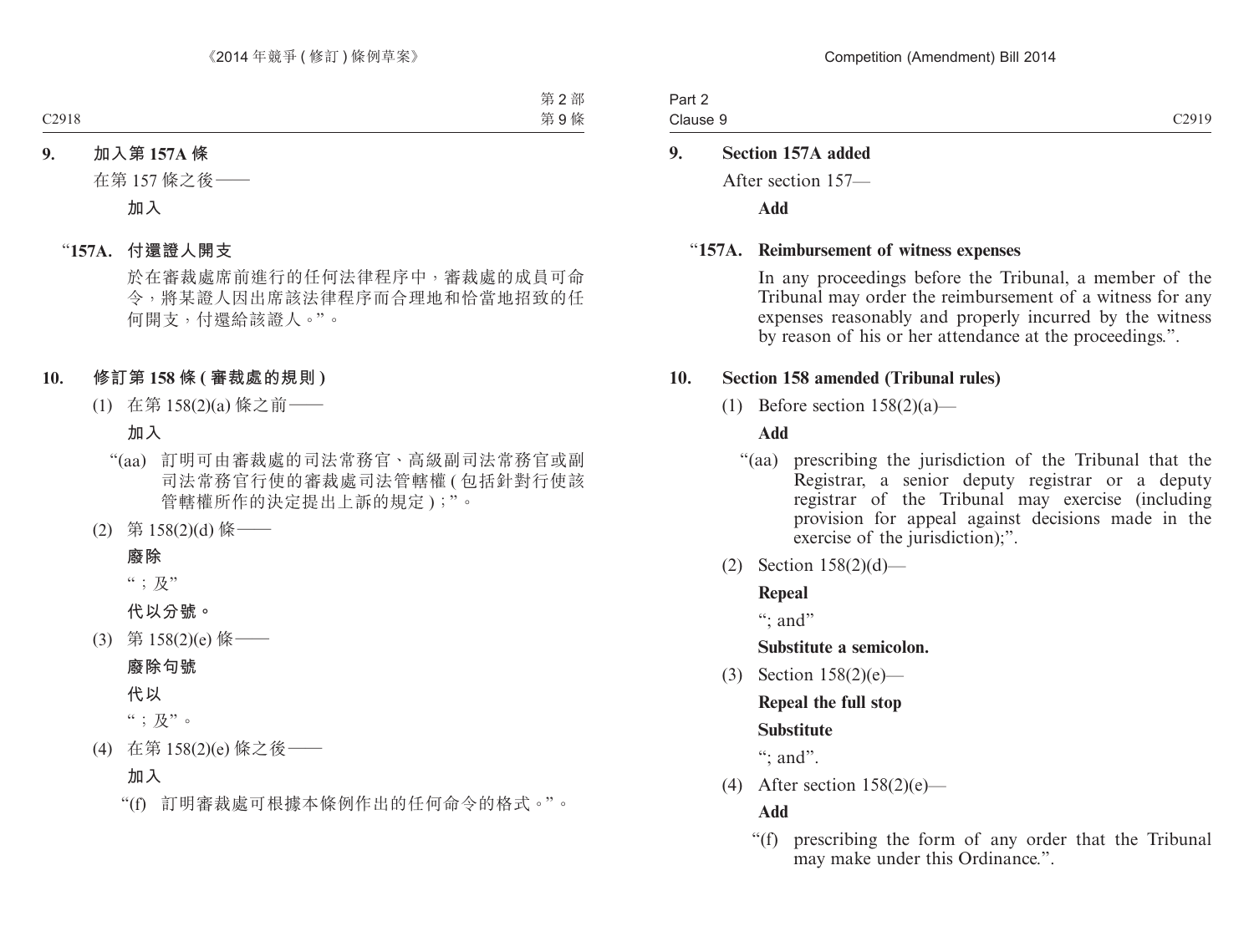**9. 加入第 157A 條**

在第 157 條之後——

**加入**

“**157A. 付還證人開支**

於在審裁處席前進行的任何法律程序中，審裁處的成員可命令，將某證人因出席該法律程序而合理地和恰當地招致的任何開支，付還給該證人。”。

**10. 修訂第 158 條 (審裁處的規則)**

(1) 在第 158(2)(a) 條之前——

**加入**

“(aa) 訂明可由審裁處的司法常務官、高級副司法常務官或副司法常務官行使的審裁處司法管轄權 (包括針對行使該管轄權所作的決定提出上訴的規定)；”。

(2) 第 158(2)(d) 條——

**廢除**

“；及”

**代以分號。**

(3) 第 158(2)(e) 條——

**廢除句號**

**代以**

“；及”。

(4) 在第 158(2)(e) 條之後——

**加入**

“(f) 訂明審裁處可根據本條例作出的任何命令的格式。”。

**9. Section 157A added**

After section 157—

**Add**

“**157A. Reimbursement of witness expenses**

In any proceedings before the Tribunal, a member of the Tribunal may order the reimbursement of a witness for any expenses reasonably and properly incurred by the witness by reason of his or her attendance at the proceedings.”.

**10. Section 158 amended (Tribunal rules)**

(1) Before section 158(2)(a)—

**Add**

“(aa) prescribing the jurisdiction of the Tribunal that the Registrar, a senior deputy registrar or a deputy registrar of the Tribunal may exercise (including provision for appeal against decisions made in the exercise of the jurisdiction);”.

(2) Section 158(2)(d)—

**Repeal**

“; and”

**Substitute a semicolon.**

(3) Section 158(2)(e)—

**Repeal the full stop**

**Substitute**

“; and”.

(4) After section 158(2)(e)—

**Add**

“(f) prescribing the form of any order that the Tribunal may make under this Ordinance.”.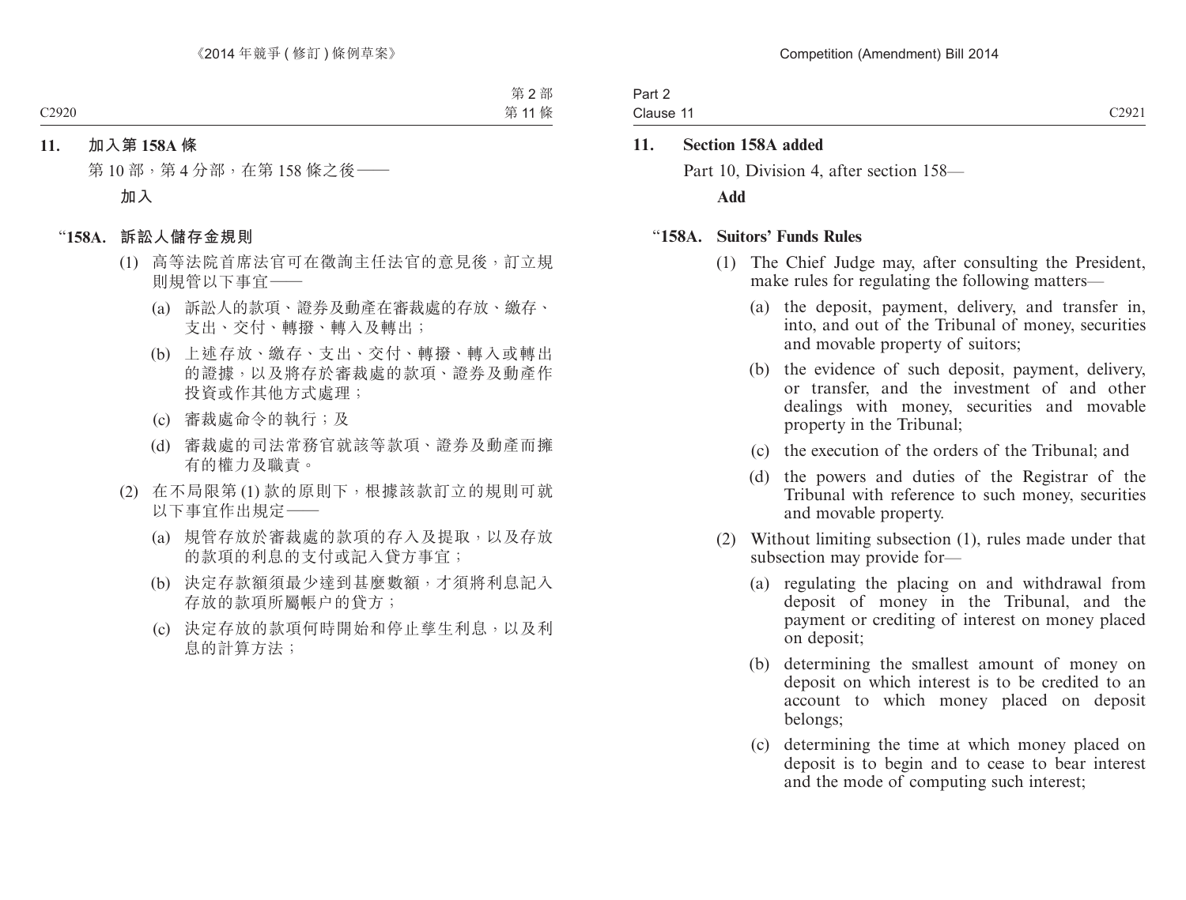**11. 加入第 158A 條**

第 10 部，第 4 分部，在第 158 條之後——

**加入**

**"158A. 訴訟人儲存金規則**

(1) 高等法院首席法官可在徵詢主任法官的意見後，訂立規則規管以下事宜——

(a) 訴訟人的款項、證券及動產在審裁處的存放、繳存、支出、交付、轉撥、轉入及轉出；

(b) 上述存放、繳存、支出、交付、轉撥、轉入或轉出的證據，以及將存於審裁處的款項、證券及動產作投資或作其他方式處理；

(c) 審裁處命令的執行；及

(d) 審裁處的司法常務官就該等款項、證券及動產而擁有的權力及職責。

(2) 在不局限第 (1) 款的原則下，根據該款訂立的規則可就以下事宜作出規定——

(a) 規管存放於審裁處的款項的存入及提取，以及存放的款項的利息的支付或記入貸方事宜；

(b) 決定存款額須最少達到甚麼數額，才須將利息記入存放的款項所屬帳户的貸方；

(c) 決定存放的款項何時開始和停止孳生利息，以及利息的計算方法；

**11. Section 158A added**

Part 10, Division 4, after section 158—

**Add**

**"158A. Suitors' Funds Rules**

(1) The Chief Judge may, after consulting the President, make rules for regulating the following matters—

(a) the deposit, payment, delivery, and transfer in, into, and out of the Tribunal of money, securities and movable property of suitors;

(b) the evidence of such deposit, payment, delivery, or transfer, and the investment of and other dealings with money, securities and movable property in the Tribunal;

(c) the execution of the orders of the Tribunal; and

(d) the powers and duties of the Registrar of the Tribunal with reference to such money, securities and movable property.

(2) Without limiting subsection (1), rules made under that subsection may provide for—

(a) regulating the placing on and withdrawal from deposit of money in the Tribunal, and the payment or crediting of interest on money placed on deposit;

(b) determining the smallest amount of money on deposit on which interest is to be credited to an account to which money placed on deposit belongs;

(c) determining the time at which money placed on deposit is to begin and to cease to bear interest and the mode of computing such interest;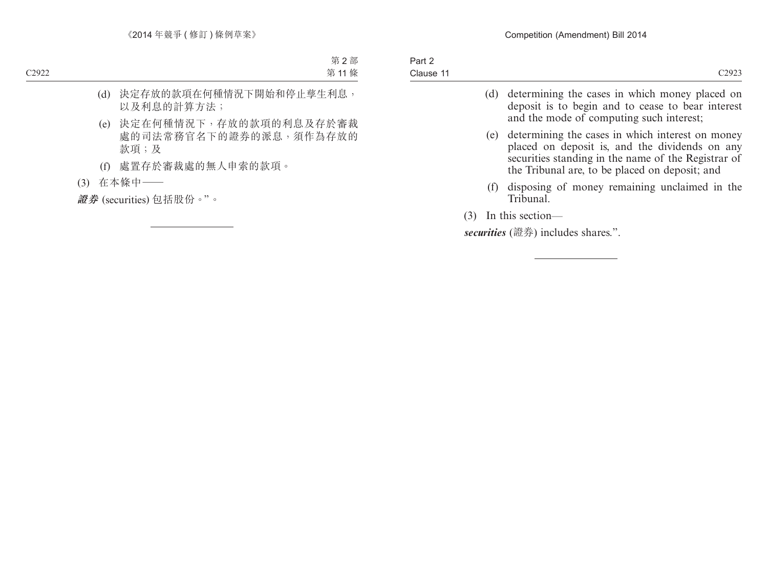(d) 決定存放的款項在何種情況下開始和停止孳生利息，以及利息的計算方法；

(e) 決定在何種情況下，存放的款項的利息及存於審裁處的司法常務官名下的證券的派息，須作為存放的款項；及

(f) 處置存於審裁處的無人申索的款項。

(3) 在本條中——

***證券*** (securities) 包括股份。”。

---

(d) determining the cases in which money placed on deposit is to begin and to cease to bear interest and the mode of computing such interest;

(e) determining the cases in which interest on money placed on deposit is, and the dividends on any securities standing in the name of the Registrar of the Tribunal are, to be placed on deposit; and

(f) disposing of money remaining unclaimed in the Tribunal.

(3) In this section—

***securities*** (證券) includes shares.”.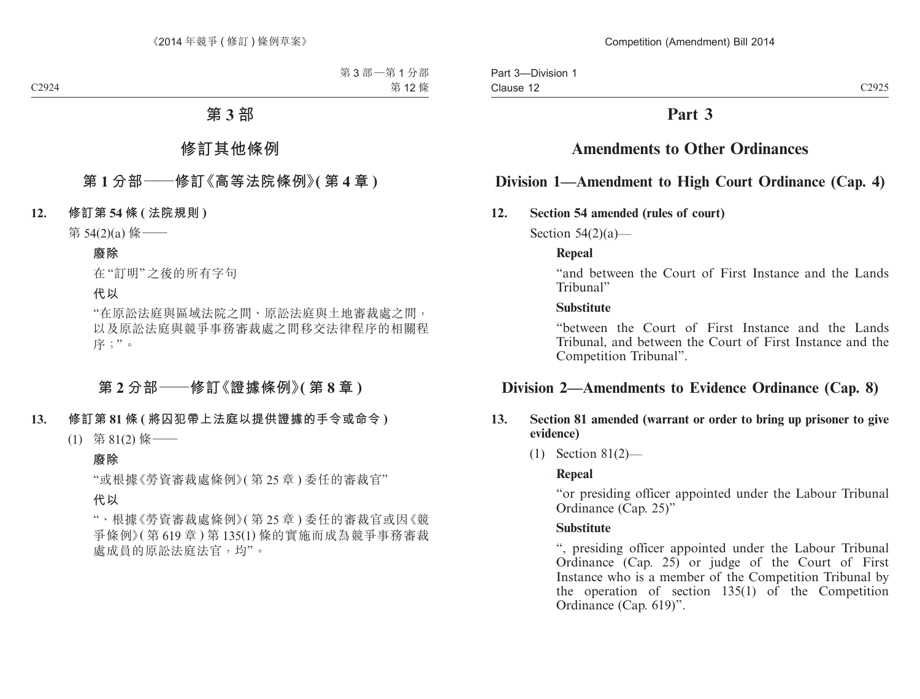# 第 3 部

# 修訂其他條例

## 第 1 分部——修訂《高等法院條例》(第 4 章)

**12. 修訂第 54 條 (法院規則)**

第 54(2)(a) 條——

**廢除**

在“訂明”之後的所有字句

**代以**

“在原訟法庭與區域法院之間、原訟法庭與土地審裁處之間，以及原訟法庭與競爭事務審裁處之間移交法律程序的相關程序；”。

## 第 2 分部——修訂《證據條例》(第 8 章)

**13. 修訂第 81 條 (將囚犯帶上法庭以提供證據的手令或命令)**

(1) 第 81(2) 條——

**廢除**

“或根據《勞資審裁處條例》(第 25 章) 委任的審裁官”

**代以**

“、根據《勞資審裁處條例》(第 25 章) 委任的審裁官或因《競爭條例》(第 619 章) 第 135(1) 條的實施而成為競爭事務審裁處成員的原訟法庭法官，均”。

# Part 3

# Amendments to Other Ordinances

## Division 1—Amendment to High Court Ordinance (Cap. 4)

**12. Section 54 amended (rules of court)**

Section 54(2)(a)—

**Repeal**

“and between the Court of First Instance and the Lands Tribunal”

**Substitute**

“between the Court of First Instance and the Lands Tribunal, and between the Court of First Instance and the Competition Tribunal”.

## Division 2—Amendments to Evidence Ordinance (Cap. 8)

**13. Section 81 amended (warrant or order to bring up prisoner to give evidence)**

(1) Section 81(2)—

**Repeal**

“or presiding officer appointed under the Labour Tribunal Ordinance (Cap. 25)”

**Substitute**

“, presiding officer appointed under the Labour Tribunal Ordinance (Cap. 25) or judge of the Court of First Instance who is a member of the Competition Tribunal by the operation of section 135(1) of the Competition Ordinance (Cap. 619)”.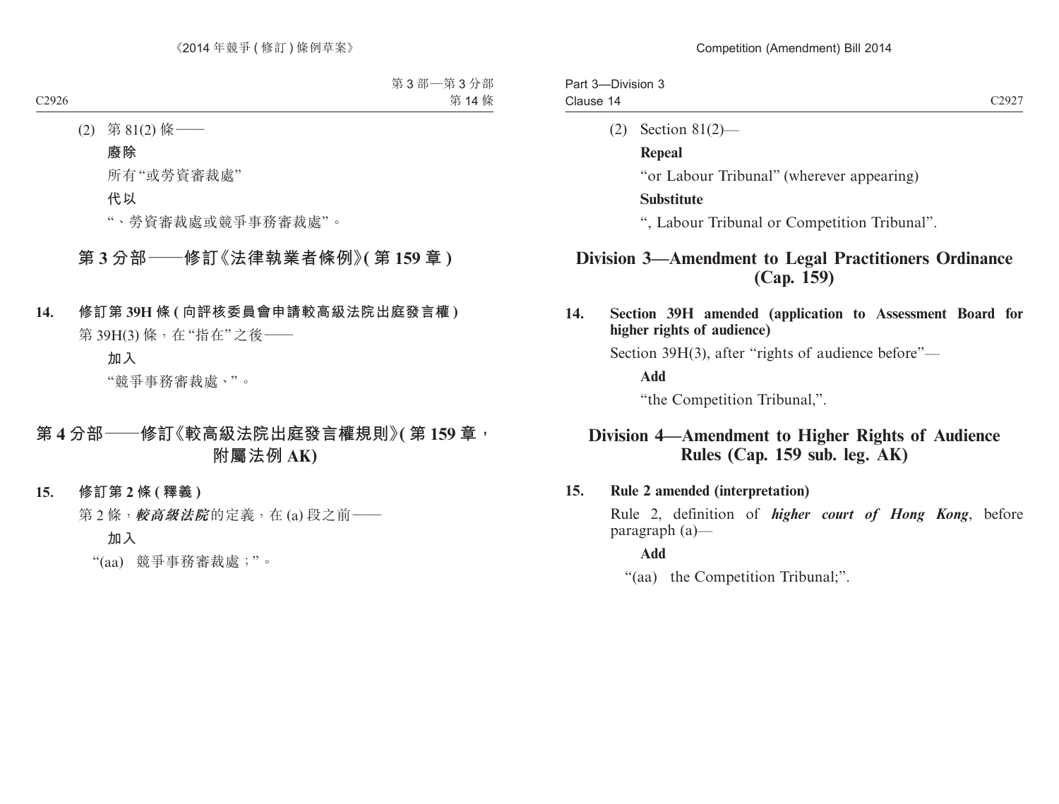(2) 第 81(2) 條——

**廢除**

所有“或勞資審裁處”

**代以**

“、勞資審裁處或競爭事務審裁處”。

## 第 3 分部——修訂《法律執業者條例》(第 159 章)

**14. 修訂第 39H 條 (向評核委員會申請較高級法院出庭發言權)**

第 39H(3) 條，在“指在”之後——

**加入**

“競爭事務審裁處、”。

## 第 4 分部——修訂《較高級法院出庭發言權規則》(第 159 章，附屬法例 AK)

**15. 修訂第 2 條 (釋義)**

第 2 條，***較高級法院***的定義，在 (a) 段之前——

**加入**

“(aa) 競爭事務審裁處；”。

(2) Section 81(2)—

**Repeal**

“or Labour Tribunal” (wherever appearing)

**Substitute**

“, Labour Tribunal or Competition Tribunal”.

## Division 3—Amendment to Legal Practitioners Ordinance (Cap. 159)

**14. Section 39H amended (application to Assessment Board for higher rights of audience)**

Section 39H(3), after “rights of audience before”—

**Add**

“the Competition Tribunal,”.

## Division 4—Amendment to Higher Rights of Audience Rules (Cap. 159 sub. leg. AK)

**15. Rule 2 amended (interpretation)**

Rule 2, definition of ***higher court of Hong Kong***, before paragraph (a)—

**Add**

“(aa) the Competition Tribunal;”.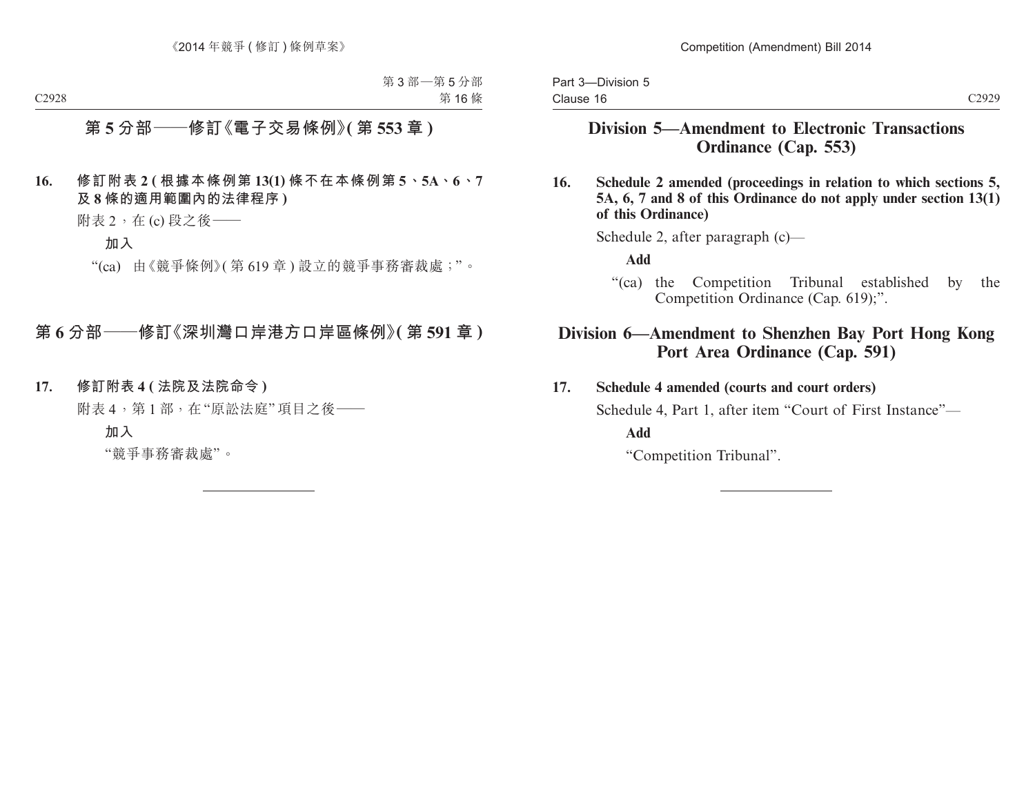## 第 5 分部——修訂《電子交易條例》(第 553 章)

**16. 修訂附表 2 (根據本條例第 13(1) 條不在本條例第 5、5A、6、7 及 8 條的適用範圍內的法律程序)**

附表 2，在 (c) 段之後——

**加入**

“(ca) 由《競爭條例》(第 619 章) 設立的競爭事務審裁處；”。

## 第 6 分部——修訂《深圳灣口岸港方口岸區條例》(第 591 章)

**17. 修訂附表 4 (法院及法院命令)**

附表 4，第 1 部，在“原訟法庭”項目之後——

**加入**

“競爭事務審裁處”。

---

## Division 5—Amendment to Electronic Transactions Ordinance (Cap. 553)

**16. Schedule 2 amended (proceedings in relation to which sections 5, 5A, 6, 7 and 8 of this Ordinance do not apply under section 13(1) of this Ordinance)**

Schedule 2, after paragraph (c)—

**Add**

“(ca) the Competition Tribunal established by the Competition Ordinance (Cap. 619);”.

## Division 6—Amendment to Shenzhen Bay Port Hong Kong Port Area Ordinance (Cap. 591)

**17. Schedule 4 amended (courts and court orders)**

Schedule 4, Part 1, after item “Court of First Instance”—

**Add**

“Competition Tribunal”.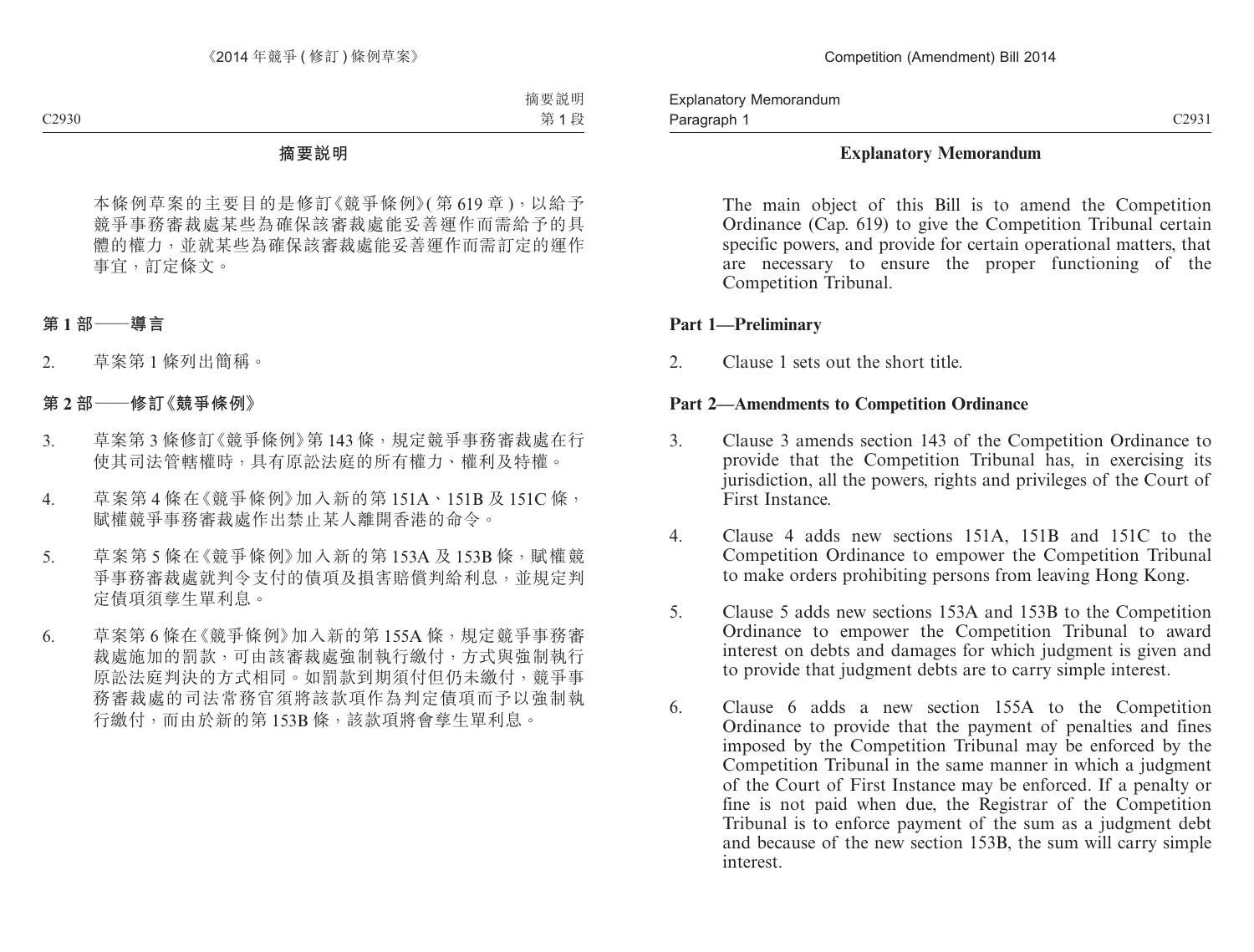# 摘要說明

本條例草案的主要目的是修訂《競爭條例》(第 619 章 )，以給予競爭事務審裁處某些為確保該審裁處能妥善運作而需給予的具體的權力，並就某些為確保該審裁處能妥善運作而需訂定的運作事宜，訂定條文。

## 第 1 部——導言

2. 草案第 1 條列出簡稱。

## 第 2 部——修訂《競爭條例》

3. 草案第 3 條修訂《競爭條例》第 143 條，規定競爭事務審裁處在行使其司法管轄權時，具有原訟法庭的所有權力、權利及特權。

4. 草案第 4 條在《競爭條例》加入新的第 151A、151B 及 151C 條，賦權競爭事務審裁處作出禁止某人離開香港的命令。

5. 草案第 5 條在《競爭條例》加入新的第 153A 及 153B 條，賦權競爭事務審裁處就判令支付的債項及損害賠償判給利息，並規定判定債項須孳生單利息。

6. 草案第 6 條在《競爭條例》加入新的第 155A 條，規定競爭事務審裁處施加的罰款，可由該審裁處強制執行繳付，方式與強制執行原訟法庭判決的方式相同。如罰款到期須付但仍未繳付，競爭事務審裁處的司法常務官須將該款項作為判定債項而予以強制執行繳付，而由於新的第 153B 條，該款項將會孳生單利息。

# Explanatory Memorandum

The main object of this Bill is to amend the Competition Ordinance (Cap. 619) to give the Competition Tribunal certain specific powers, and provide for certain operational matters, that are necessary to ensure the proper functioning of the Competition Tribunal.

## Part 1—Preliminary

2. Clause 1 sets out the short title.

## Part 2—Amendments to Competition Ordinance

3. Clause 3 amends section 143 of the Competition Ordinance to provide that the Competition Tribunal has, in exercising its jurisdiction, all the powers, rights and privileges of the Court of First Instance.

4. Clause 4 adds new sections 151A, 151B and 151C to the Competition Ordinance to empower the Competition Tribunal to make orders prohibiting persons from leaving Hong Kong.

5. Clause 5 adds new sections 153A and 153B to the Competition Ordinance to empower the Competition Tribunal to award interest on debts and damages for which judgment is given and to provide that judgment debts are to carry simple interest.

6. Clause 6 adds a new section 155A to the Competition Ordinance to provide that the payment of penalties and fines imposed by the Competition Tribunal may be enforced by the Competition Tribunal in the same manner in which a judgment of the Court of First Instance may be enforced. If a penalty or fine is not paid when due, the Registrar of the Competition Tribunal is to enforce payment of the sum as a judgment debt and because of the new section 153B, the sum will carry simple interest.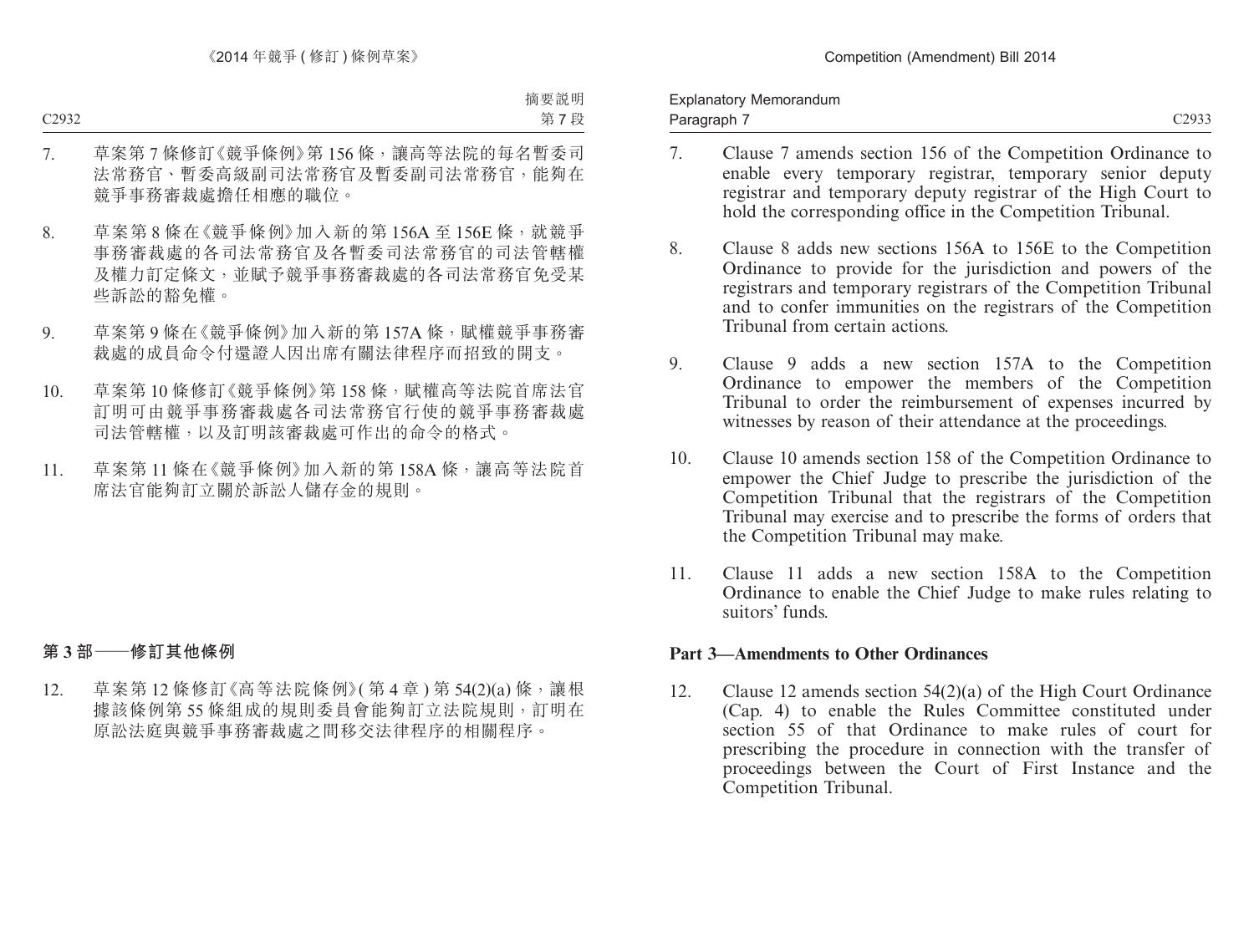7. 草案第 7 條修訂《競爭條例》第 156 條，讓高等法院的每名暫委司法常務官、暫委高級副司法常務官及暫委副司法常務官，能夠在競爭事務審裁處擔任相應的職位。

8. 草案第 8 條在《競爭條例》加入新的第 156A 至 156E 條，就競爭事務審裁處的各司法常務官及各暫委司法常務官的司法管轄權及權力訂定條文，並賦予競爭事務審裁處的各司法常務官免受某些訴訟的豁免權。

9. 草案第 9 條在《競爭條例》加入新的第 157A 條，賦權競爭事務審裁處的成員命令付還證人因出席有關法律程序而招致的開支。

10. 草案第 10 條修訂《競爭條例》第 158 條，賦權高等法院首席法官訂明可由競爭事務審裁處各司法常務官行使的競爭事務審裁處司法管轄權，以及訂明該審裁處可作出的命令的格式。

11. 草案第 11 條在《競爭條例》加入新的第 158A 條，讓高等法院首席法官能夠訂立關於訴訟人儲存金的規則。

## 第 3 部——修訂其他條例

12. 草案第 12 條修訂《高等法院條例》(第 4 章) 第 54(2)(a) 條，讓根據該條例第 55 條組成的規則委員會能夠訂立法院規則，訂明在原訟法庭與競爭事務審裁處之間移交法律程序的相關程序。

7. Clause 7 amends section 156 of the Competition Ordinance to enable every temporary registrar, temporary senior deputy registrar and temporary deputy registrar of the High Court to hold the corresponding office in the Competition Tribunal.

8. Clause 8 adds new sections 156A to 156E to the Competition Ordinance to provide for the jurisdiction and powers of the registrars and temporary registrars of the Competition Tribunal and to confer immunities on the registrars of the Competition Tribunal from certain actions.

9. Clause 9 adds a new section 157A to the Competition Ordinance to empower the members of the Competition Tribunal to order the reimbursement of expenses incurred by witnesses by reason of their attendance at the proceedings.

10. Clause 10 amends section 158 of the Competition Ordinance to empower the Chief Judge to prescribe the jurisdiction of the Competition Tribunal that the registrars of the Competition Tribunal may exercise and to prescribe the forms of orders that the Competition Tribunal may make.

11. Clause 11 adds a new section 158A to the Competition Ordinance to enable the Chief Judge to make rules relating to suitors' funds.

## Part 3—Amendments to Other Ordinances

12. Clause 12 amends section 54(2)(a) of the High Court Ordinance (Cap. 4) to enable the Rules Committee constituted under section 55 of that Ordinance to make rules of court for prescribing the procedure in connection with the transfer of proceedings between the Court of First Instance and the Competition Tribunal.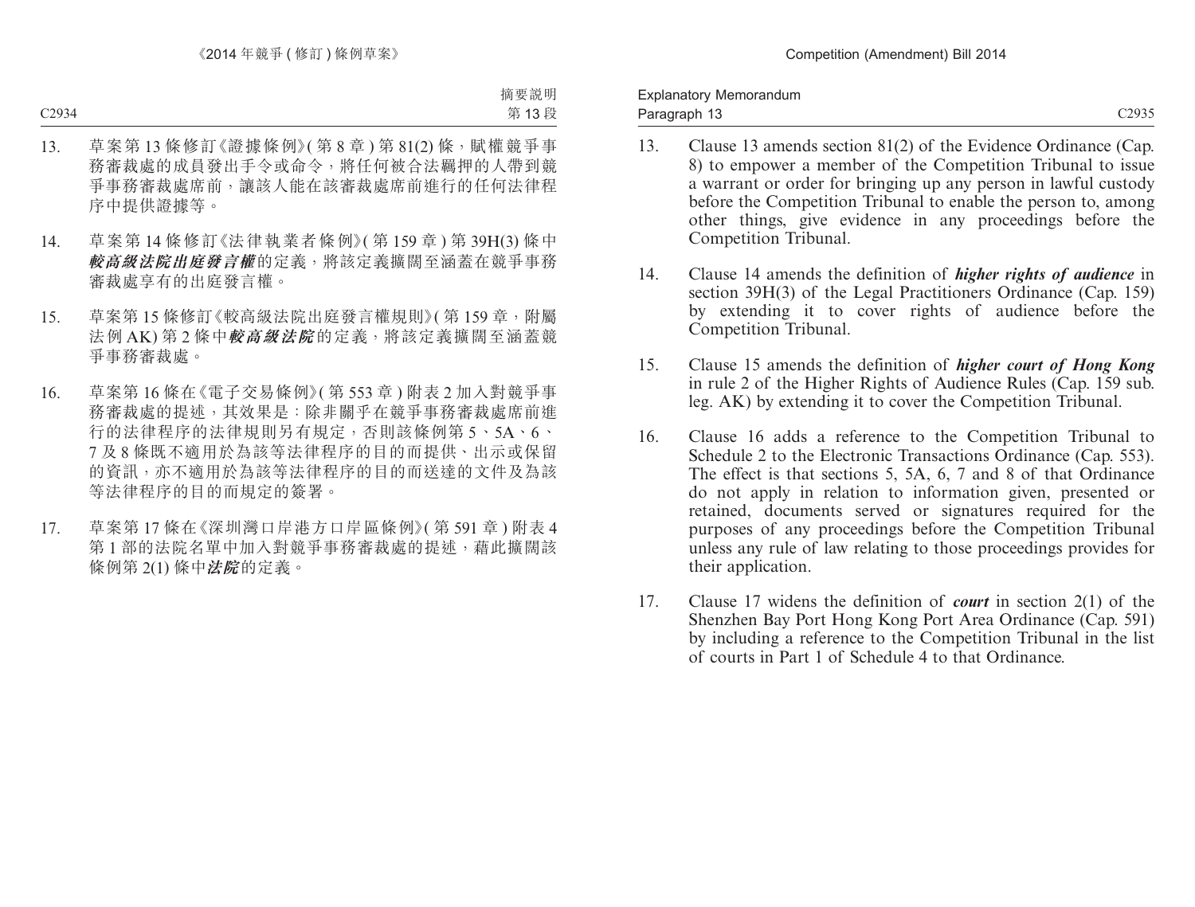13. 草案第 13 條修訂《證據條例》(第 8 章) 第 81(2) 條，賦權競爭事務審裁處的成員發出手令或命令，將任何被合法羈押的人帶到競爭事務審裁處席前，讓該人能在該審裁處席前進行的任何法律程序中提供證據等。

14. 草案第 14 條修訂《法律執業者條例》(第 159 章) 第 39H(3) 條中***較高級法院出庭發言權***的定義，將該定義擴闊至涵蓋在競爭事務審裁處享有的出庭發言權。

15. 草案第 15 條修訂《較高級法院出庭發言權規則》(第 159 章，附屬法例 AK) 第 2 條中***較高級法院***的定義，將該定義擴闊至涵蓋競爭事務審裁處。

16. 草案第 16 條在《電子交易條例》(第 553 章) 附表 2 加入對競爭事務審裁處的提述，其效果是：除非關乎在競爭事務審裁處席前進行的法律程序的法律規則另有規定，否則該條例第 5、5A、6、7 及 8 條既不適用於為該等法律程序的目的而提供、出示或保留的資訊，亦不適用於為該等法律程序的目的而送達的文件及為該等法律程序的目的而規定的簽署。

17. 草案第 17 條在《深圳灣口岸港方口岸區條例》(第 591 章) 附表 4 第 1 部的法院名單中加入對競爭事務審裁處的提述，藉此擴闊該條例第 2(1) 條中***法院***的定義。

13. Clause 13 amends section 81(2) of the Evidence Ordinance (Cap. 8) to empower a member of the Competition Tribunal to issue a warrant or order for bringing up any person in lawful custody before the Competition Tribunal to enable the person to, among other things, give evidence in any proceedings before the Competition Tribunal.

14. Clause 14 amends the definition of ***higher rights of audience*** in section 39H(3) of the Legal Practitioners Ordinance (Cap. 159) by extending it to cover rights of audience before the Competition Tribunal.

15. Clause 15 amends the definition of ***higher court of Hong Kong*** in rule 2 of the Higher Rights of Audience Rules (Cap. 159 sub. leg. AK) by extending it to cover the Competition Tribunal.

16. Clause 16 adds a reference to the Competition Tribunal to Schedule 2 to the Electronic Transactions Ordinance (Cap. 553). The effect is that sections 5, 5A, 6, 7 and 8 of that Ordinance do not apply in relation to information given, presented or retained, documents served or signatures required for the purposes of any proceedings before the Competition Tribunal unless any rule of law relating to those proceedings provides for their application.

17. Clause 17 widens the definition of ***court*** in section 2(1) of the Shenzhen Bay Port Hong Kong Port Area Ordinance (Cap. 591) by including a reference to the Competition Tribunal in the list of courts in Part 1 of Schedule 4 to that Ordinance.